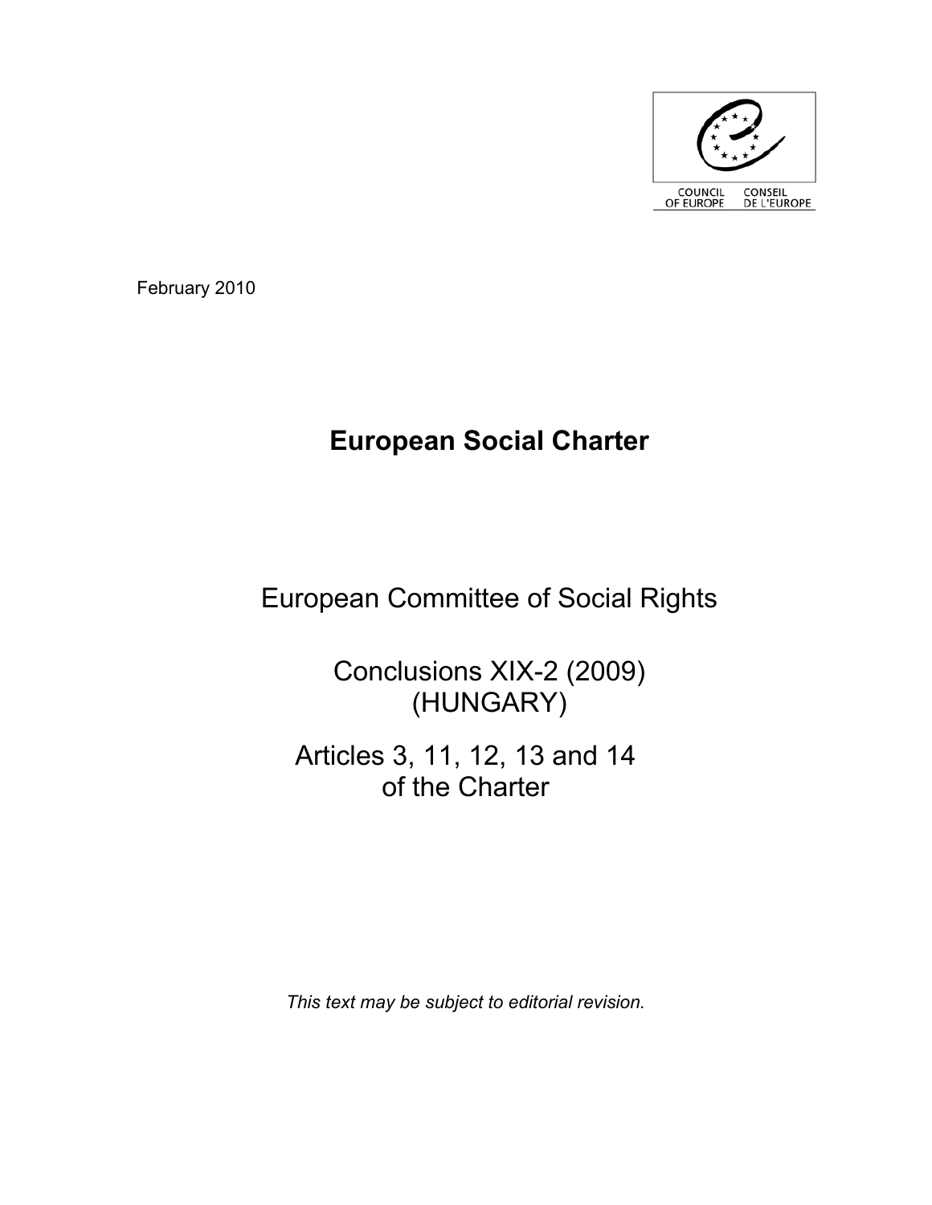COUNCIL OF EUROPE CONSEIL DE L'EUROPE

February 2010

# European Social Charter

## European Committee of Social Rights

## Conclusions XIX-2 (2009) (HUNGARY)

## Articles 3, 11, 12, 13 and 14 of the Charter

*This text may be subject to editorial revision.*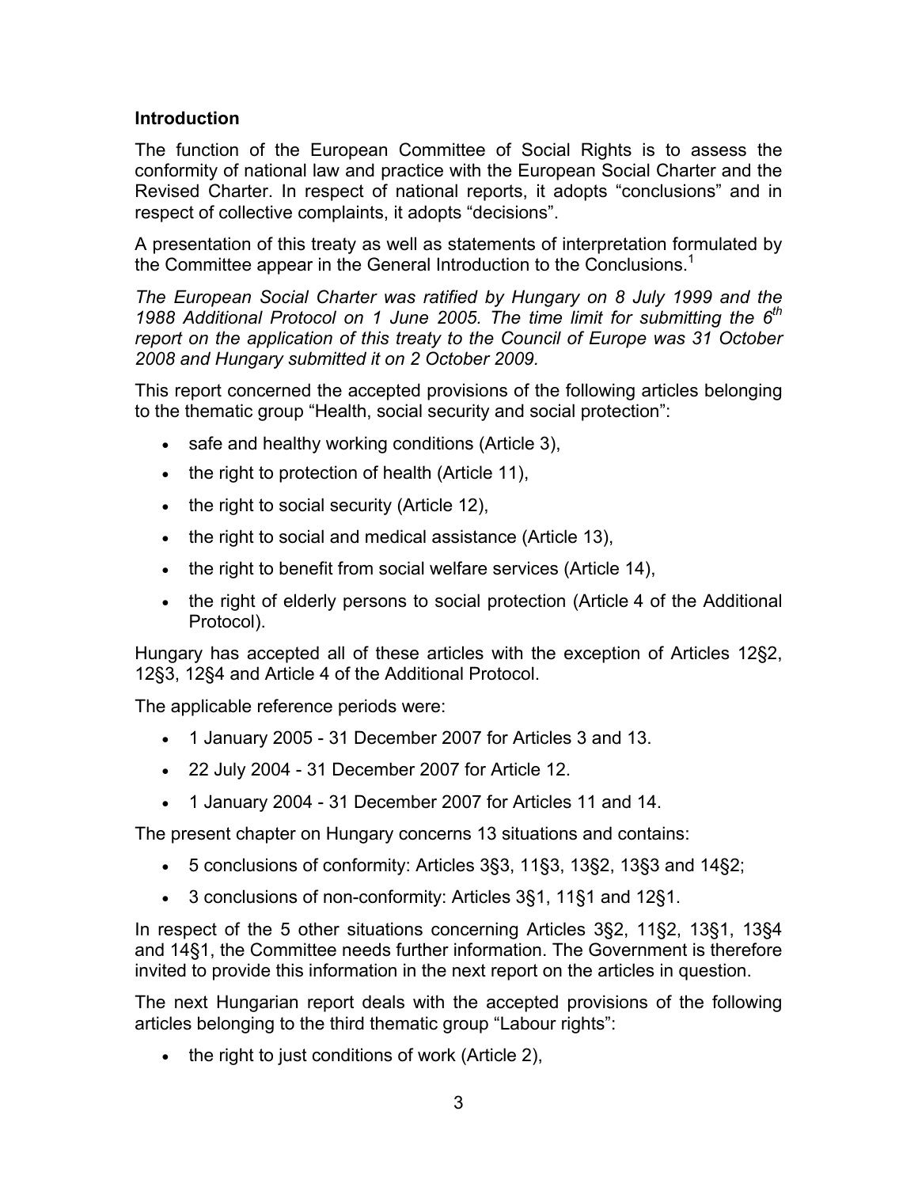## Introduction

The function of the European Committee of Social Rights is to assess the conformity of national law and practice with the European Social Charter and the Revised Charter. In respect of national reports, it adopts "conclusions" and in respect of collective complaints, it adopts "decisions".

A presentation of this treaty as well as statements of interpretation formulated by the Committee appear in the General Introduction to the Conclusions.[1]

*The European Social Charter was ratified by Hungary on 8 July 1999 and the 1988 Additional Protocol on 1 June 2005. The time limit for submitting the 6th report on the application of this treaty to the Council of Europe was 31 October 2008 and Hungary submitted it on 2 October 2009.*

This report concerned the accepted provisions of the following articles belonging to the thematic group "Health, social security and social protection":

- safe and healthy working conditions (Article 3),
- the right to protection of health (Article 11),
- the right to social security (Article 12),
- the right to social and medical assistance (Article 13),
- the right to benefit from social welfare services (Article 14),
- the right of elderly persons to social protection (Article 4 of the Additional Protocol).

Hungary has accepted all of these articles with the exception of Articles 12§2, 12§3, 12§4 and Article 4 of the Additional Protocol.

The applicable reference periods were:

- 1 January 2005 - 31 December 2007 for Articles 3 and 13.
- 22 July 2004 - 31 December 2007 for Article 12.
- 1 January 2004 - 31 December 2007 for Articles 11 and 14.

The present chapter on Hungary concerns 13 situations and contains:

- 5 conclusions of conformity: Articles 3§3, 11§3, 13§2, 13§3 and 14§2;
- 3 conclusions of non-conformity: Articles 3§1, 11§1 and 12§1.

In respect of the 5 other situations concerning Articles 3§2, 11§2, 13§1, 13§4 and 14§1, the Committee needs further information. The Government is therefore invited to provide this information in the next report on the articles in question.

The next Hungarian report deals with the accepted provisions of the following articles belonging to the third thematic group "Labour rights":

- the right to just conditions of work (Article 2),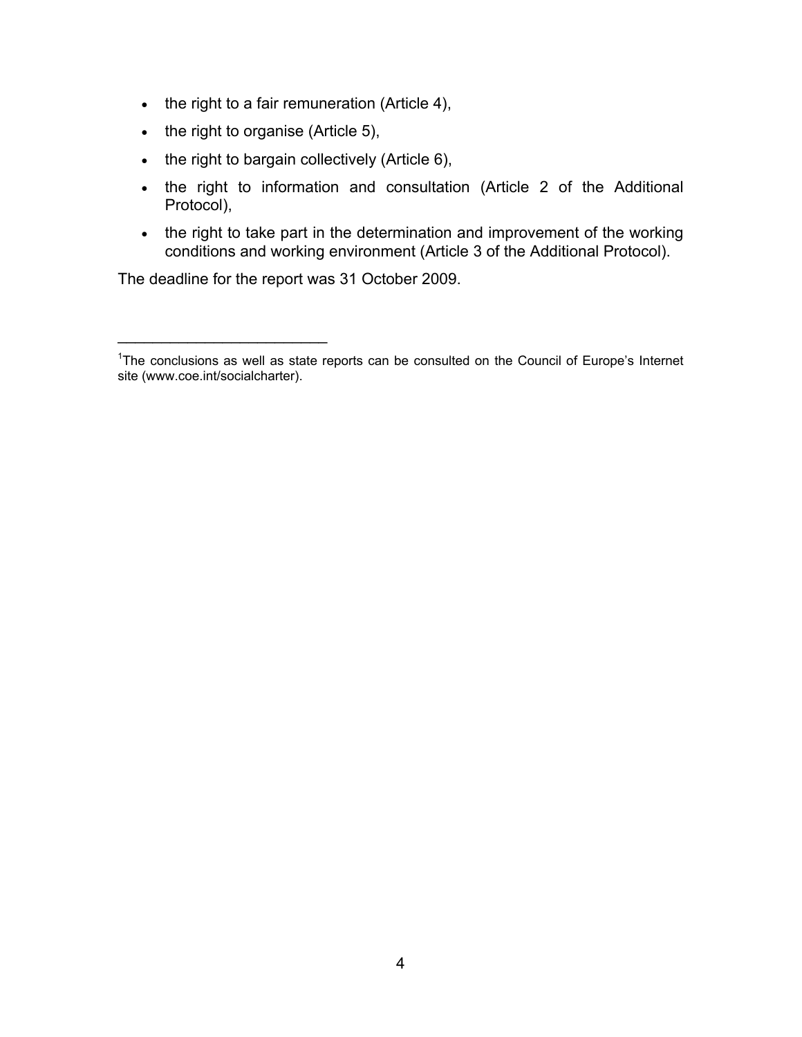- the right to a fair remuneration (Article 4),
- the right to organise (Article 5),
- the right to bargain collectively (Article 6),
- the right to information and consultation (Article 2 of the Additional Protocol),
- the right to take part in the determination and improvement of the working conditions and working environment (Article 3 of the Additional Protocol).

The deadline for the report was 31 October 2009.

---

[1]The conclusions as well as state reports can be consulted on the Council of Europe's Internet site (www.coe.int/socialcharter).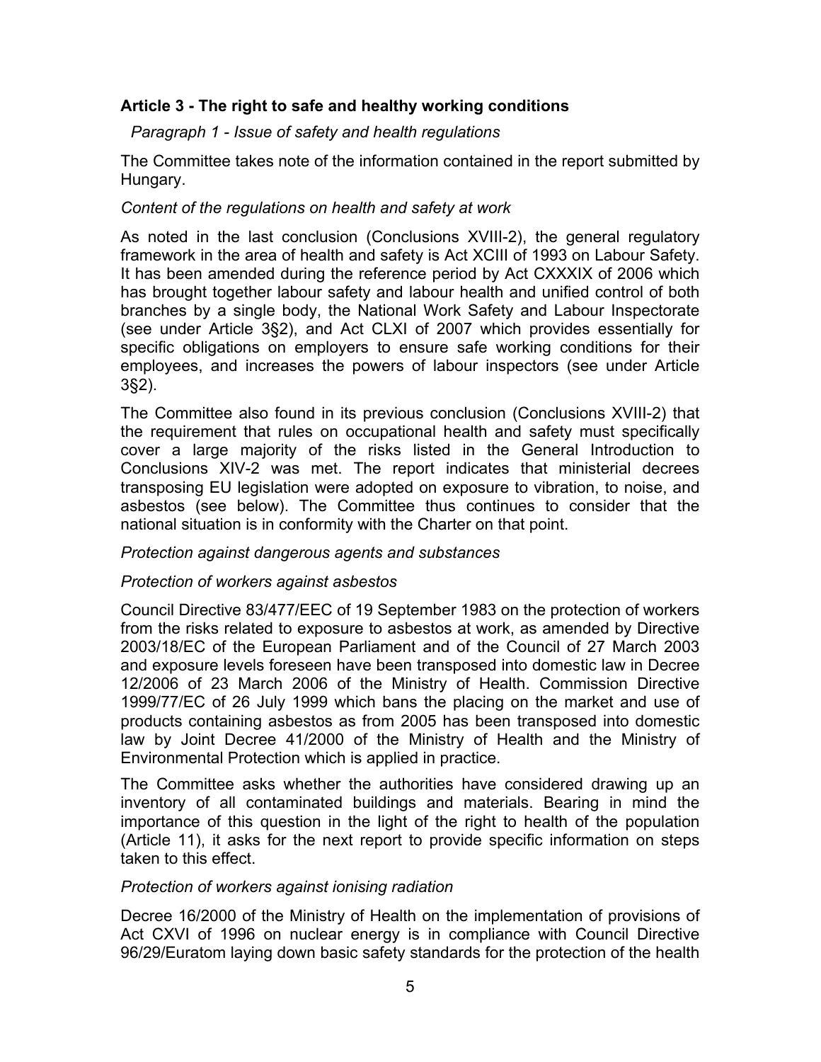## Article 3 - The right to safe and healthy working conditions

*Paragraph 1 - Issue of safety and health regulations*

The Committee takes note of the information contained in the report submitted by Hungary.

*Content of the regulations on health and safety at work*

As noted in the last conclusion (Conclusions XVIII-2), the general regulatory framework in the area of health and safety is Act XCIII of 1993 on Labour Safety. It has been amended during the reference period by Act CXXXIX of 2006 which has brought together labour safety and labour health and unified control of both branches by a single body, the National Work Safety and Labour Inspectorate (see under Article 3§2), and Act CLXI of 2007 which provides essentially for specific obligations on employers to ensure safe working conditions for their employees, and increases the powers of labour inspectors (see under Article 3§2).

The Committee also found in its previous conclusion (Conclusions XVIII-2) that the requirement that rules on occupational health and safety must specifically cover a large majority of the risks listed in the General Introduction to Conclusions XIV-2 was met. The report indicates that ministerial decrees transposing EU legislation were adopted on exposure to vibration, to noise, and asbestos (see below). The Committee thus continues to consider that the national situation is in conformity with the Charter on that point.

*Protection against dangerous agents and substances*

*Protection of workers against asbestos*

Council Directive 83/477/EEC of 19 September 1983 on the protection of workers from the risks related to exposure to asbestos at work, as amended by Directive 2003/18/EC of the European Parliament and of the Council of 27 March 2003 and exposure levels foreseen have been transposed into domestic law in Decree 12/2006 of 23 March 2006 of the Ministry of Health. Commission Directive 1999/77/EC of 26 July 1999 which bans the placing on the market and use of products containing asbestos as from 2005 has been transposed into domestic law by Joint Decree 41/2000 of the Ministry of Health and the Ministry of Environmental Protection which is applied in practice.

The Committee asks whether the authorities have considered drawing up an inventory of all contaminated buildings and materials. Bearing in mind the importance of this question in the light of the right to health of the population (Article 11), it asks for the next report to provide specific information on steps taken to this effect.

*Protection of workers against ionising radiation*

Decree 16/2000 of the Ministry of Health on the implementation of provisions of Act CXVI of 1996 on nuclear energy is in compliance with Council Directive 96/29/Euratom laying down basic safety standards for the protection of the health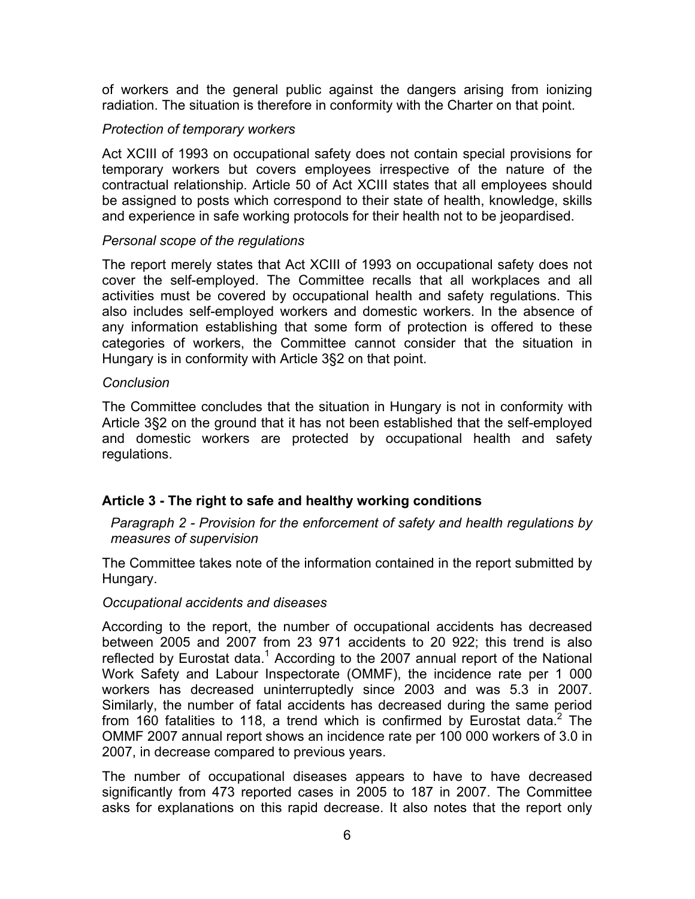of workers and the general public against the dangers arising from ionizing radiation. The situation is therefore in conformity with the Charter on that point.

*Protection of temporary workers*

Act XCIII of 1993 on occupational safety does not contain special provisions for temporary workers but covers employees irrespective of the nature of the contractual relationship. Article 50 of Act XCIII states that all employees should be assigned to posts which correspond to their state of health, knowledge, skills and experience in safe working protocols for their health not to be jeopardised.

*Personal scope of the regulations*

The report merely states that Act XCIII of 1993 on occupational safety does not cover the self-employed. The Committee recalls that all workplaces and all activities must be covered by occupational health and safety regulations. This also includes self-employed workers and domestic workers. In the absence of any information establishing that some form of protection is offered to these categories of workers, the Committee cannot consider that the situation in Hungary is in conformity with Article 3§2 on that point.

*Conclusion*

The Committee concludes that the situation in Hungary is not in conformity with Article 3§2 on the ground that it has not been established that the self-employed and domestic workers are protected by occupational health and safety regulations.

## Article 3 - The right to safe and healthy working conditions

*Paragraph 2 - Provision for the enforcement of safety and health regulations by measures of supervision*

The Committee takes note of the information contained in the report submitted by Hungary.

*Occupational accidents and diseases*

According to the report, the number of occupational accidents has decreased between 2005 and 2007 from 23 971 accidents to 20 922; this trend is also reflected by Eurostat data.[1] According to the 2007 annual report of the National Work Safety and Labour Inspectorate (OMMF), the incidence rate per 1 000 workers has decreased uninterruptedly since 2003 and was 5.3 in 2007. Similarly, the number of fatal accidents has decreased during the same period from 160 fatalities to 118, a trend which is confirmed by Eurostat data.[2] The OMMF 2007 annual report shows an incidence rate per 100 000 workers of 3.0 in 2007, in decrease compared to previous years.

The number of occupational diseases appears to have to have decreased significantly from 473 reported cases in 2005 to 187 in 2007. The Committee asks for explanations on this rapid decrease. It also notes that the report only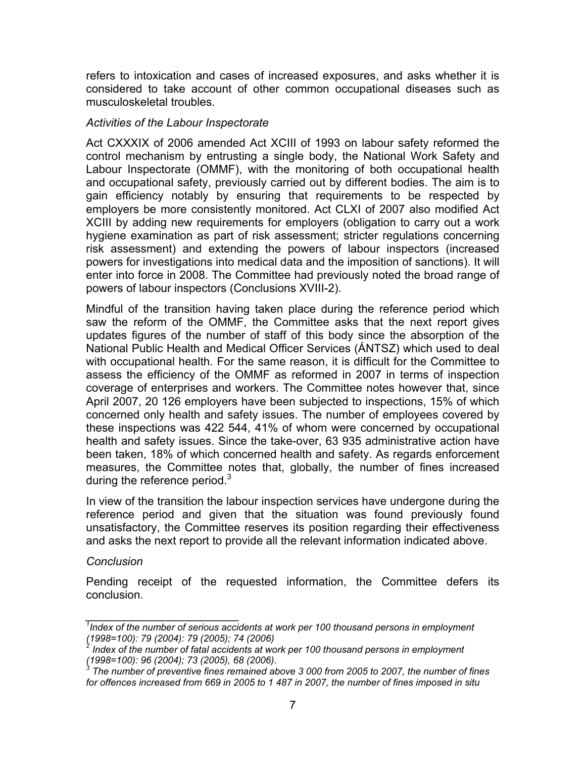refers to intoxication and cases of increased exposures, and asks whether it is considered to take account of other common occupational diseases such as musculoskeletal troubles.

*Activities of the Labour Inspectorate*

Act CXXXIX of 2006 amended Act XCIII of 1993 on labour safety reformed the control mechanism by entrusting a single body, the National Work Safety and Labour Inspectorate (OMMF), with the monitoring of both occupational health and occupational safety, previously carried out by different bodies. The aim is to gain efficiency notably by ensuring that requirements to be respected by employers be more consistently monitored. Act CLXI of 2007 also modified Act XCIII by adding new requirements for employers (obligation to carry out a work hygiene examination as part of risk assessment; stricter regulations concerning risk assessment) and extending the powers of labour inspectors (increased powers for investigations into medical data and the imposition of sanctions). It will enter into force in 2008. The Committee had previously noted the broad range of powers of labour inspectors (Conclusions XVIII-2).

Mindful of the transition having taken place during the reference period which saw the reform of the OMMF, the Committee asks that the next report gives updates figures of the number of staff of this body since the absorption of the National Public Health and Medical Officer Services (ÁNTSZ) which used to deal with occupational health. For the same reason, it is difficult for the Committee to assess the efficiency of the OMMF as reformed in 2007 in terms of inspection coverage of enterprises and workers. The Committee notes however that, since April 2007, 20 126 employers have been subjected to inspections, 15% of which concerned only health and safety issues. The number of employees covered by these inspections was 422 544, 41% of whom were concerned by occupational health and safety issues. Since the take-over, 63 935 administrative action have been taken, 18% of which concerned health and safety. As regards enforcement measures, the Committee notes that, globally, the number of fines increased during the reference period.[3]

In view of the transition the labour inspection services have undergone during the reference period and given that the situation was found previously found unsatisfactory, the Committee reserves its position regarding their effectiveness and asks the next report to provide all the relevant information indicated above.

*Conclusion*

Pending receipt of the requested information, the Committee defers its conclusion.

---

[1] *Index of the number of serious accidents at work per 100 thousand persons in employment (1998=100): 79 (2004): 79 (2005); 74 (2006)*

[2] *Index of the number of fatal accidents at work per 100 thousand persons in employment (1998=100): 96 (2004); 73 (2005), 68 (2006).*

[3] *The number of preventive fines remained above 3 000 from 2005 to 2007, the number of fines for offences increased from 669 in 2005 to 1 487 in 2007, the number of fines imposed in situ*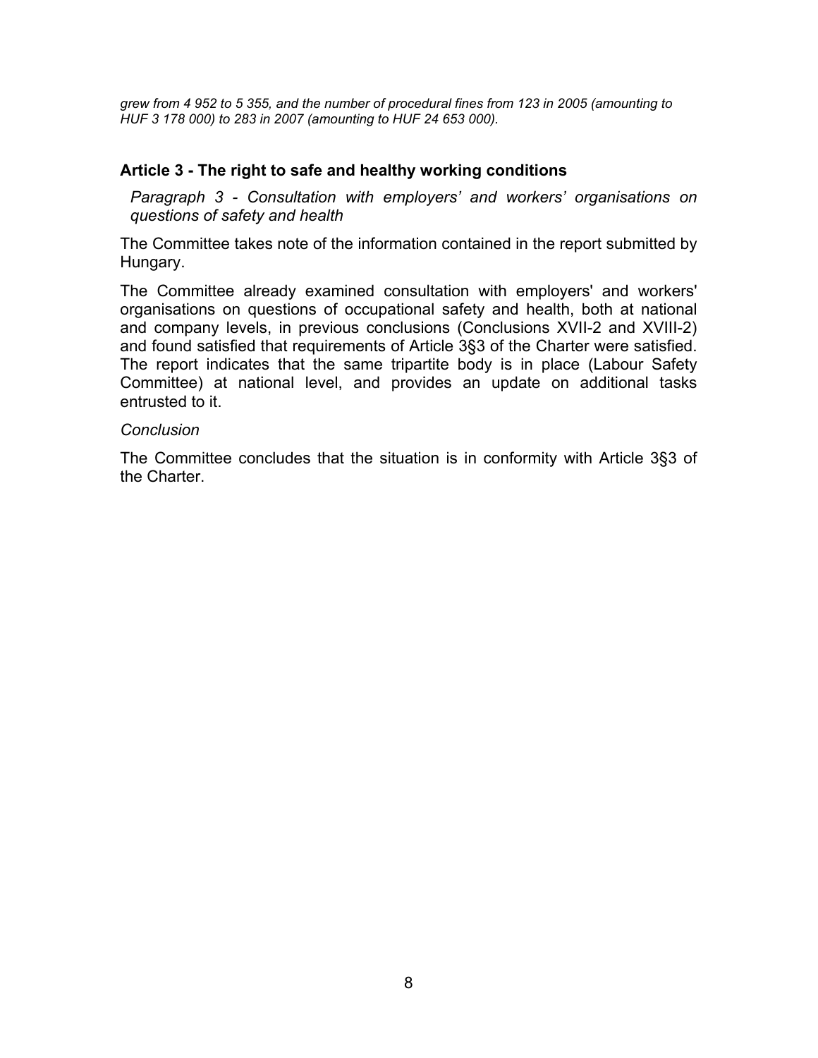*grew from 4 952 to 5 355, and the number of procedural fines from 123 in 2005 (amounting to HUF 3 178 000) to 283 in 2007 (amounting to HUF 24 653 000).*

### Article 3 - The right to safe and healthy working conditions

*Paragraph 3 - Consultation with employers' and workers' organisations on questions of safety and health*

The Committee takes note of the information contained in the report submitted by Hungary.

The Committee already examined consultation with employers' and workers' organisations on questions of occupational safety and health, both at national and company levels, in previous conclusions (Conclusions XVII-2 and XVIII-2) and found satisfied that requirements of Article 3§3 of the Charter were satisfied. The report indicates that the same tripartite body is in place (Labour Safety Committee) at national level, and provides an update on additional tasks entrusted to it.

*Conclusion*

The Committee concludes that the situation is in conformity with Article 3§3 of the Charter.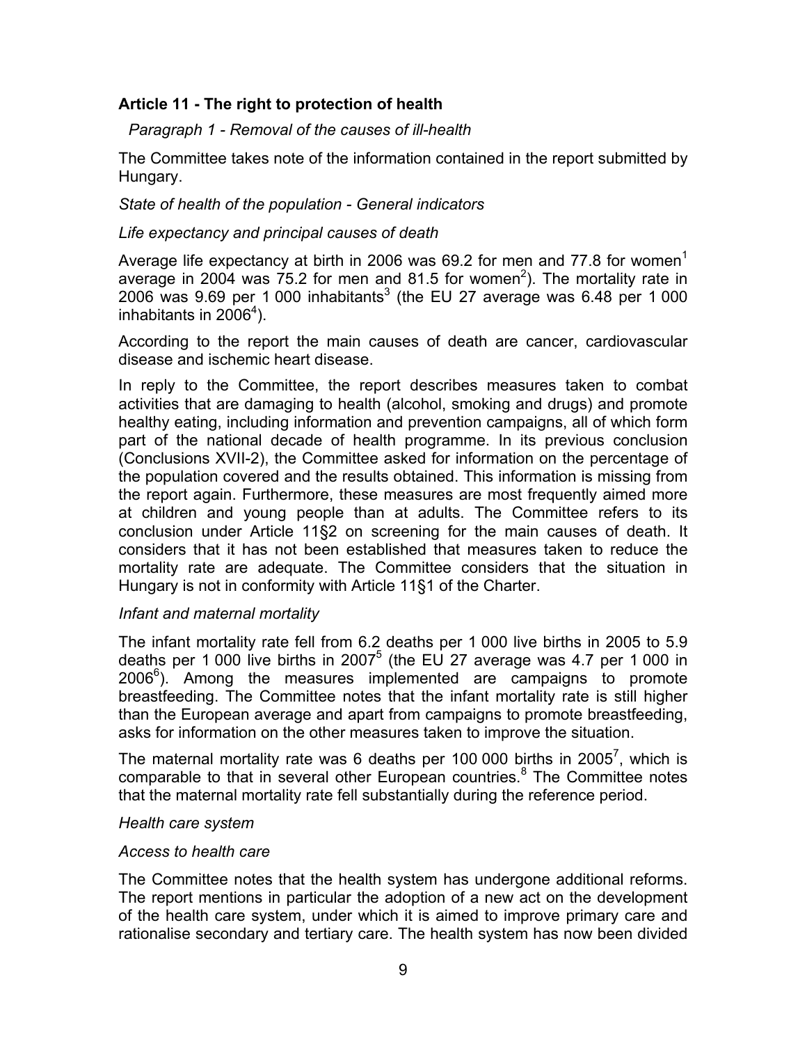### Article 11 - The right to protection of health

*Paragraph 1 - Removal of the causes of ill-health*

The Committee takes note of the information contained in the report submitted by Hungary.

*State of health of the population - General indicators*

*Life expectancy and principal causes of death*

Average life expectancy at birth in 2006 was 69.2 for men and 77.8 for women[1] average in 2004 was 75.2 for men and 81.5 for women[2]). The mortality rate in 2006 was 9.69 per 1 000 inhabitants[3] (the EU 27 average was 6.48 per 1 000 inhabitants in 2006[4]).

According to the report the main causes of death are cancer, cardiovascular disease and ischemic heart disease.

In reply to the Committee, the report describes measures taken to combat activities that are damaging to health (alcohol, smoking and drugs) and promote healthy eating, including information and prevention campaigns, all of which form part of the national decade of health programme. In its previous conclusion (Conclusions XVII-2), the Committee asked for information on the percentage of the population covered and the results obtained. This information is missing from the report again. Furthermore, these measures are most frequently aimed more at children and young people than at adults. The Committee refers to its conclusion under Article 11§2 on screening for the main causes of death. It considers that it has not been established that measures taken to reduce the mortality rate are adequate. The Committee considers that the situation in Hungary is not in conformity with Article 11§1 of the Charter.

*Infant and maternal mortality*

The infant mortality rate fell from 6.2 deaths per 1 000 live births in 2005 to 5.9 deaths per 1 000 live births in 2007[5] (the EU 27 average was 4.7 per 1 000 in 2006[6]). Among the measures implemented are campaigns to promote breastfeeding. The Committee notes that the infant mortality rate is still higher than the European average and apart from campaigns to promote breastfeeding, asks for information on the other measures taken to improve the situation.

The maternal mortality rate was 6 deaths per 100 000 births in 2005[7], which is comparable to that in several other European countries.[8] The Committee notes that the maternal mortality rate fell substantially during the reference period.

*Health care system*

*Access to health care*

The Committee notes that the health system has undergone additional reforms. The report mentions in particular the adoption of a new act on the development of the health care system, under which it is aimed to improve primary care and rationalise secondary and tertiary care. The health system has now been divided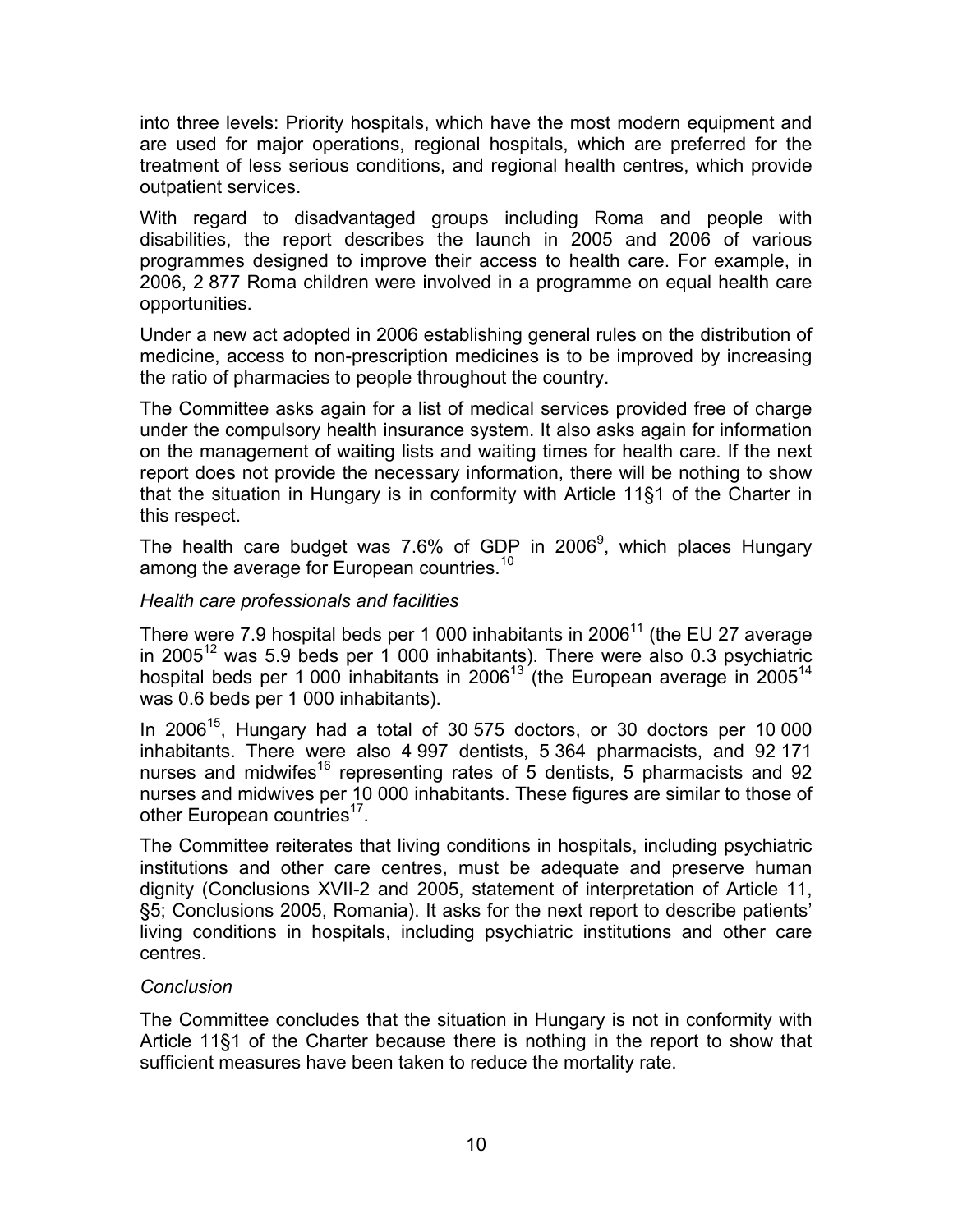into three levels: Priority hospitals, which have the most modern equipment and are used for major operations, regional hospitals, which are preferred for the treatment of less serious conditions, and regional health centres, which provide outpatient services.

With regard to disadvantaged groups including Roma and people with disabilities, the report describes the launch in 2005 and 2006 of various programmes designed to improve their access to health care. For example, in 2006, 2 877 Roma children were involved in a programme on equal health care opportunities.

Under a new act adopted in 2006 establishing general rules on the distribution of medicine, access to non-prescription medicines is to be improved by increasing the ratio of pharmacies to people throughout the country.

The Committee asks again for a list of medical services provided free of charge under the compulsory health insurance system. It also asks again for information on the management of waiting lists and waiting times for health care. If the next report does not provide the necessary information, there will be nothing to show that the situation in Hungary is in conformity with Article 11§1 of the Charter in this respect.

The health care budget was 7.6% of GDP in 2006[9], which places Hungary among the average for European countries.[10]

*Health care professionals and facilities*

There were 7.9 hospital beds per 1 000 inhabitants in 2006[11] (the EU 27 average in 2005[12] was 5.9 beds per 1 000 inhabitants). There were also 0.3 psychiatric hospital beds per 1 000 inhabitants in 2006[13] (the European average in 2005[14] was 0.6 beds per 1 000 inhabitants).

In 2006[15], Hungary had a total of 30 575 doctors, or 30 doctors per 10 000 inhabitants. There were also 4 997 dentists, 5 364 pharmacists, and 92 171 nurses and midwifes[16] representing rates of 5 dentists, 5 pharmacists and 92 nurses and midwives per 10 000 inhabitants. These figures are similar to those of other European countries[17].

The Committee reiterates that living conditions in hospitals, including psychiatric institutions and other care centres, must be adequate and preserve human dignity (Conclusions XVII-2 and 2005, statement of interpretation of Article 11, §5; Conclusions 2005, Romania). It asks for the next report to describe patients' living conditions in hospitals, including psychiatric institutions and other care centres.

*Conclusion*

The Committee concludes that the situation in Hungary is not in conformity with Article 11§1 of the Charter because there is nothing in the report to show that sufficient measures have been taken to reduce the mortality rate.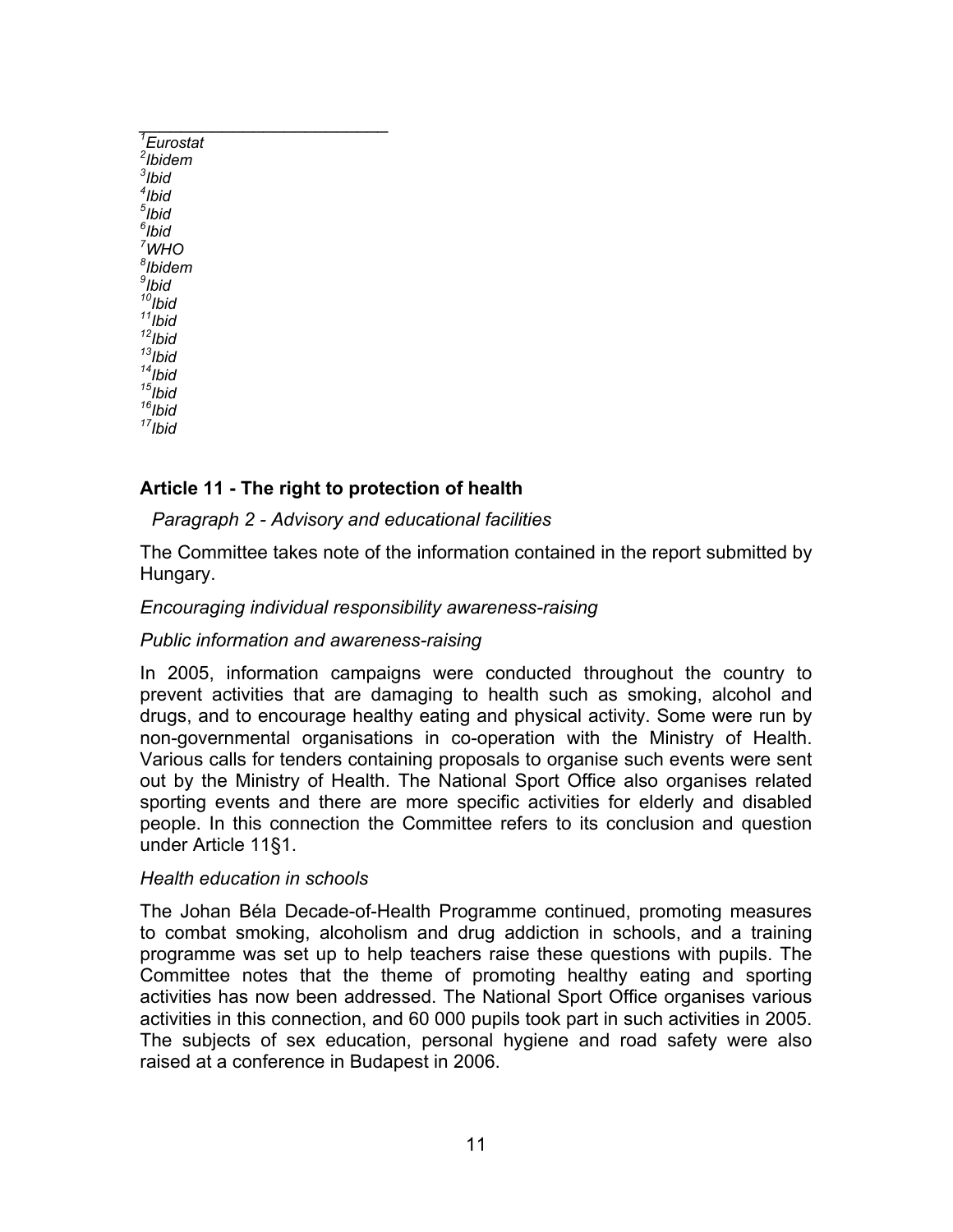[1]Eurostat
[2]Ibidem
[3]Ibid
[4]Ibid
[5]Ibid
[6]Ibid
[7]WHO
[8]Ibidem
[9]Ibid
[10]Ibid
[11]Ibid
[12]Ibid
[13]Ibid
[14]Ibid
[15]Ibid
[16]Ibid
[17]Ibid

## Article 11 - The right to protection of health

*Paragraph 2 - Advisory and educational facilities*

The Committee takes note of the information contained in the report submitted by Hungary.

*Encouraging individual responsibility awareness-raising*

*Public information and awareness-raising*

In 2005, information campaigns were conducted throughout the country to prevent activities that are damaging to health such as smoking, alcohol and drugs, and to encourage healthy eating and physical activity. Some were run by non-governmental organisations in co-operation with the Ministry of Health. Various calls for tenders containing proposals to organise such events were sent out by the Ministry of Health. The National Sport Office also organises related sporting events and there are more specific activities for elderly and disabled people. In this connection the Committee refers to its conclusion and question under Article 11§1.

*Health education in schools*

The Johan Béla Decade-of-Health Programme continued, promoting measures to combat smoking, alcoholism and drug addiction in schools, and a training programme was set up to help teachers raise these questions with pupils. The Committee notes that the theme of promoting healthy eating and sporting activities has now been addressed. The National Sport Office organises various activities in this connection, and 60 000 pupils took part in such activities in 2005. The subjects of sex education, personal hygiene and road safety were also raised at a conference in Budapest in 2006.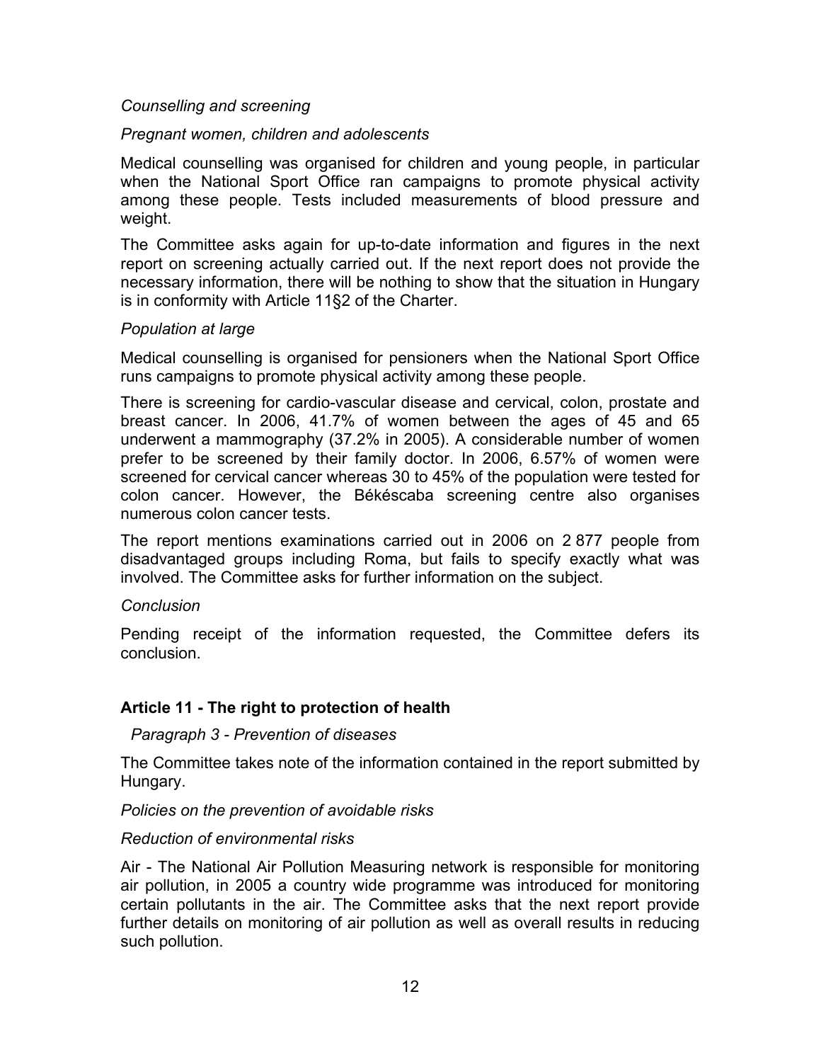*Counselling and screening*

*Pregnant women, children and adolescents*

Medical counselling was organised for children and young people, in particular when the National Sport Office ran campaigns to promote physical activity among these people. Tests included measurements of blood pressure and weight.

The Committee asks again for up-to-date information and figures in the next report on screening actually carried out. If the next report does not provide the necessary information, there will be nothing to show that the situation in Hungary is in conformity with Article 11§2 of the Charter.

*Population at large*

Medical counselling is organised for pensioners when the National Sport Office runs campaigns to promote physical activity among these people.

There is screening for cardio-vascular disease and cervical, colon, prostate and breast cancer. In 2006, 41.7% of women between the ages of 45 and 65 underwent a mammography (37.2% in 2005). A considerable number of women prefer to be screened by their family doctor. In 2006, 6.57% of women were screened for cervical cancer whereas 30 to 45% of the population were tested for colon cancer. However, the Békéscaba screening centre also organises numerous colon cancer tests.

The report mentions examinations carried out in 2006 on 2 877 people from disadvantaged groups including Roma, but fails to specify exactly what was involved. The Committee asks for further information on the subject.

*Conclusion*

Pending receipt of the information requested, the Committee defers its conclusion.

## Article 11 - The right to protection of health

*Paragraph 3 - Prevention of diseases*

The Committee takes note of the information contained in the report submitted by Hungary.

*Policies on the prevention of avoidable risks*

*Reduction of environmental risks*

Air - The National Air Pollution Measuring network is responsible for monitoring air pollution, in 2005 a country wide programme was introduced for monitoring certain pollutants in the air. The Committee asks that the next report provide further details on monitoring of air pollution as well as overall results in reducing such pollution.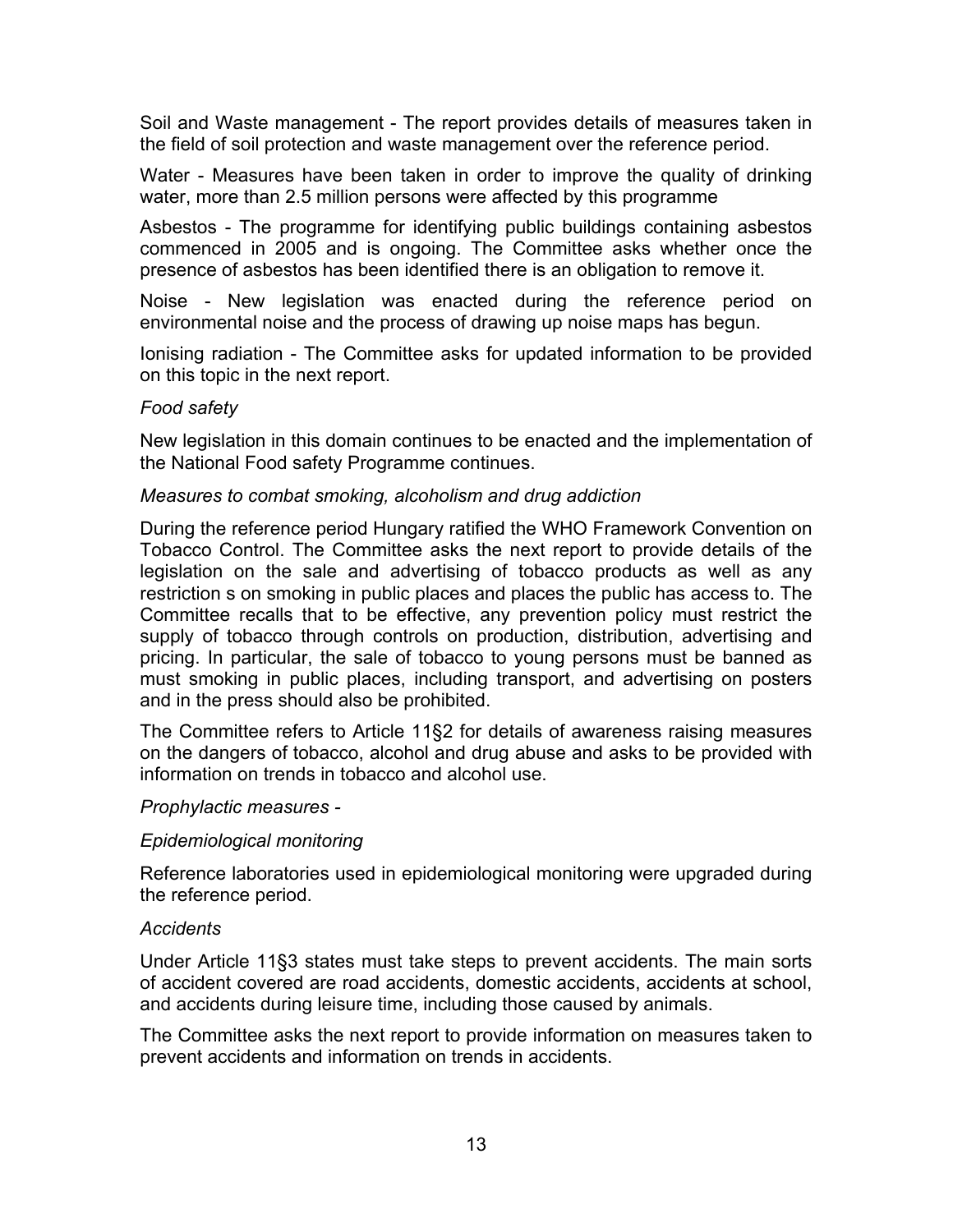Soil and Waste management - The report provides details of measures taken in the field of soil protection and waste management over the reference period.

Water - Measures have been taken in order to improve the quality of drinking water, more than 2.5 million persons were affected by this programme

Asbestos - The programme for identifying public buildings containing asbestos commenced in 2005 and is ongoing. The Committee asks whether once the presence of asbestos has been identified there is an obligation to remove it.

Noise - New legislation was enacted during the reference period on environmental noise and the process of drawing up noise maps has begun.

Ionising radiation - The Committee asks for updated information to be provided on this topic in the next report.

*Food safety*

New legislation in this domain continues to be enacted and the implementation of the National Food safety Programme continues.

*Measures to combat smoking, alcoholism and drug addiction*

During the reference period Hungary ratified the WHO Framework Convention on Tobacco Control. The Committee asks the next report to provide details of the legislation on the sale and advertising of tobacco products as well as any restriction s on smoking in public places and places the public has access to. The Committee recalls that to be effective, any prevention policy must restrict the supply of tobacco through controls on production, distribution, advertising and pricing. In particular, the sale of tobacco to young persons must be banned as must smoking in public places, including transport, and advertising on posters and in the press should also be prohibited.

The Committee refers to Article 11§2 for details of awareness raising measures on the dangers of tobacco, alcohol and drug abuse and asks to be provided with information on trends in tobacco and alcohol use.

*Prophylactic measures -*

*Epidemiological monitoring*

Reference laboratories used in epidemiological monitoring were upgraded during the reference period.

*Accidents*

Under Article 11§3 states must take steps to prevent accidents. The main sorts of accident covered are road accidents, domestic accidents, accidents at school, and accidents during leisure time, including those caused by animals.

The Committee asks the next report to provide information on measures taken to prevent accidents and information on trends in accidents.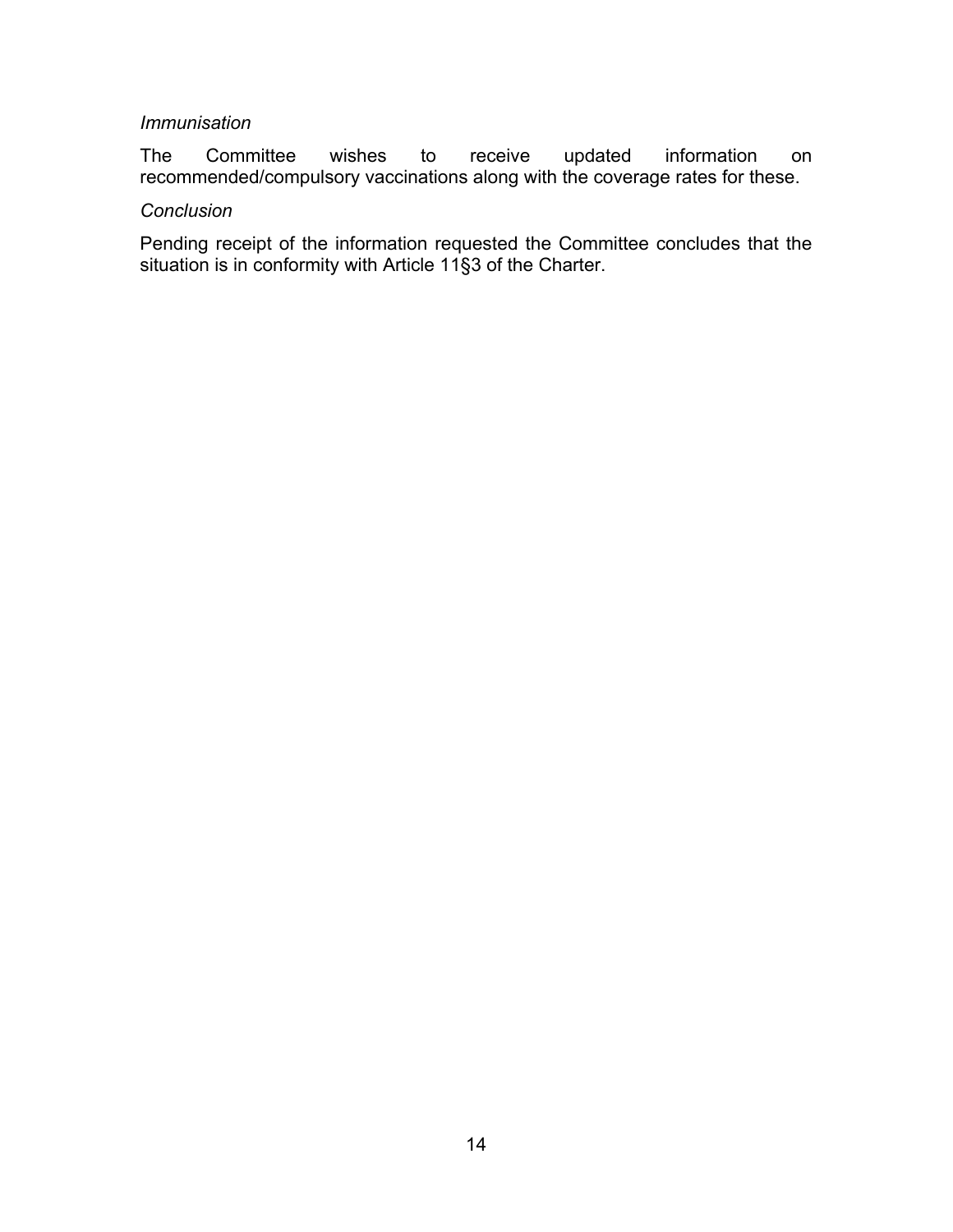*Immunisation*

The Committee wishes to receive updated information on recommended/compulsory vaccinations along with the coverage rates for these.

*Conclusion*

Pending receipt of the information requested the Committee concludes that the situation is in conformity with Article 11§3 of the Charter.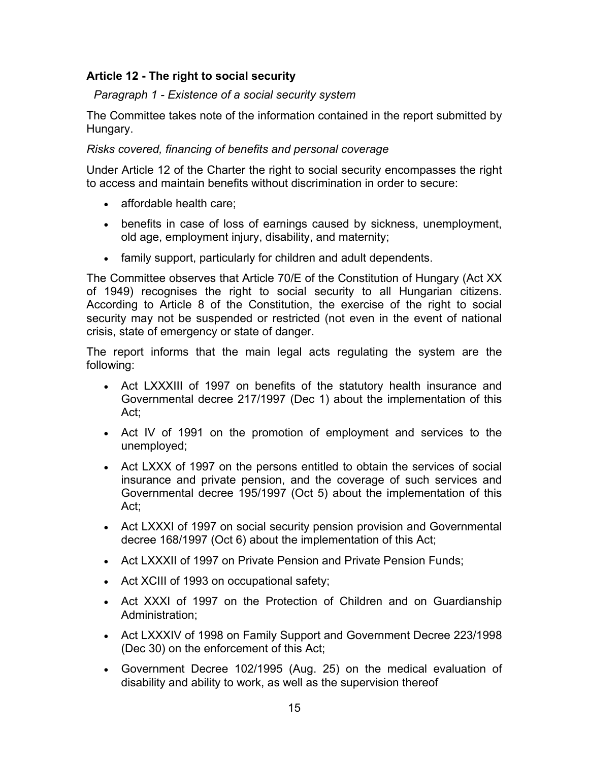## Article 12 - The right to social security

*Paragraph 1 - Existence of a social security system*

The Committee takes note of the information contained in the report submitted by Hungary.

*Risks covered, financing of benefits and personal coverage*

Under Article 12 of the Charter the right to social security encompasses the right to access and maintain benefits without discrimination in order to secure:

- affordable health care;
- benefits in case of loss of earnings caused by sickness, unemployment, old age, employment injury, disability, and maternity;
- family support, particularly for children and adult dependents.

The Committee observes that Article 70/E of the Constitution of Hungary (Act XX of 1949) recognises the right to social security to all Hungarian citizens. According to Article 8 of the Constitution, the exercise of the right to social security may not be suspended or restricted (not even in the event of national crisis, state of emergency or state of danger.

The report informs that the main legal acts regulating the system are the following:

- Act LXXXIII of 1997 on benefits of the statutory health insurance and Governmental decree 217/1997 (Dec 1) about the implementation of this Act;
- Act IV of 1991 on the promotion of employment and services to the unemployed;
- Act LXXX of 1997 on the persons entitled to obtain the services of social insurance and private pension, and the coverage of such services and Governmental decree 195/1997 (Oct 5) about the implementation of this Act;
- Act LXXXI of 1997 on social security pension provision and Governmental decree 168/1997 (Oct 6) about the implementation of this Act;
- Act LXXXII of 1997 on Private Pension and Private Pension Funds;
- Act XCIII of 1993 on occupational safety;
- Act XXXI of 1997 on the Protection of Children and on Guardianship Administration;
- Act LXXXIV of 1998 on Family Support and Government Decree 223/1998 (Dec 30) on the enforcement of this Act;
- Government Decree 102/1995 (Aug. 25) on the medical evaluation of disability and ability to work, as well as the supervision thereof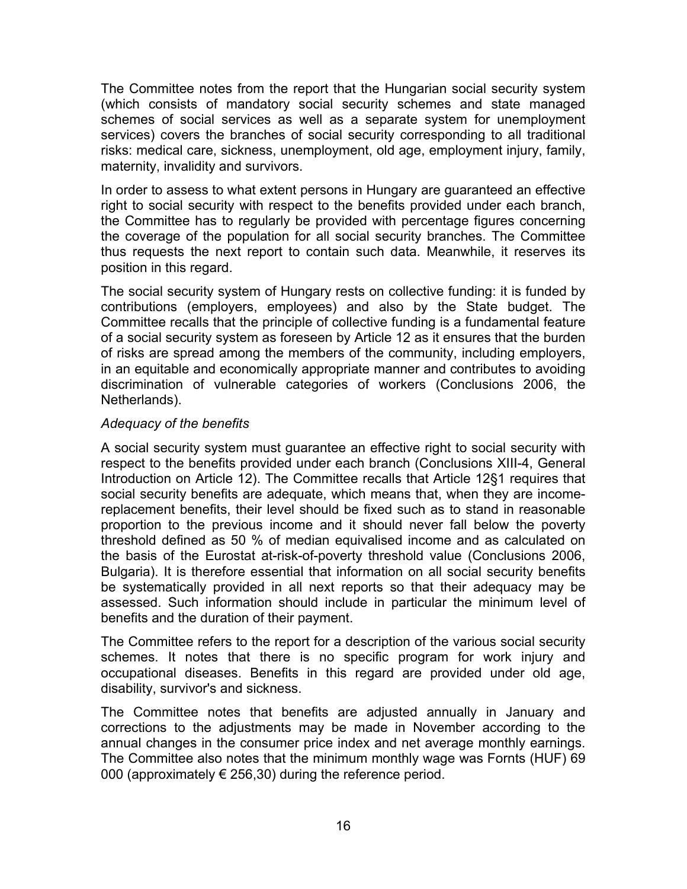The Committee notes from the report that the Hungarian social security system (which consists of mandatory social security schemes and state managed schemes of social services as well as a separate system for unemployment services) covers the branches of social security corresponding to all traditional risks: medical care, sickness, unemployment, old age, employment injury, family, maternity, invalidity and survivors.

In order to assess to what extent persons in Hungary are guaranteed an effective right to social security with respect to the benefits provided under each branch, the Committee has to regularly be provided with percentage figures concerning the coverage of the population for all social security branches. The Committee thus requests the next report to contain such data. Meanwhile, it reserves its position in this regard.

The social security system of Hungary rests on collective funding: it is funded by contributions (employers, employees) and also by the State budget. The Committee recalls that the principle of collective funding is a fundamental feature of a social security system as foreseen by Article 12 as it ensures that the burden of risks are spread among the members of the community, including employers, in an equitable and economically appropriate manner and contributes to avoiding discrimination of vulnerable categories of workers (Conclusions 2006, the Netherlands).

*Adequacy of the benefits*

A social security system must guarantee an effective right to social security with respect to the benefits provided under each branch (Conclusions XIII-4, General Introduction on Article 12). The Committee recalls that Article 12§1 requires that social security benefits are adequate, which means that, when they are income-replacement benefits, their level should be fixed such as to stand in reasonable proportion to the previous income and it should never fall below the poverty threshold defined as 50 % of median equivalised income and as calculated on the basis of the Eurostat at-risk-of-poverty threshold value (Conclusions 2006, Bulgaria). It is therefore essential that information on all social security benefits be systematically provided in all next reports so that their adequacy may be assessed. Such information should include in particular the minimum level of benefits and the duration of their payment.

The Committee refers to the report for a description of the various social security schemes. It notes that there is no specific program for work injury and occupational diseases. Benefits in this regard are provided under old age, disability, survivor's and sickness.

The Committee notes that benefits are adjusted annually in January and corrections to the adjustments may be made in November according to the annual changes in the consumer price index and net average monthly earnings. The Committee also notes that the minimum monthly wage was Fornts (HUF) 69 000 (approximately € 256,30) during the reference period.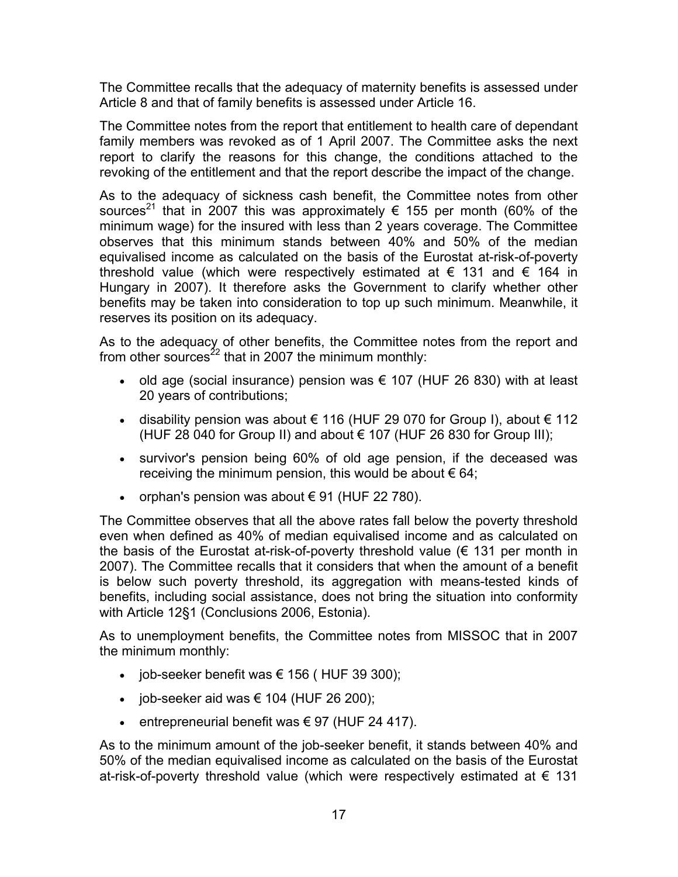The Committee recalls that the adequacy of maternity benefits is assessed under Article 8 and that of family benefits is assessed under Article 16.

The Committee notes from the report that entitlement to health care of dependant family members was revoked as of 1 April 2007. The Committee asks the next report to clarify the reasons for this change, the conditions attached to the revoking of the entitlement and that the report describe the impact of the change.

As to the adequacy of sickness cash benefit, the Committee notes from other sources[21] that in 2007 this was approximately € 155 per month (60% of the minimum wage) for the insured with less than 2 years coverage. The Committee observes that this minimum stands between 40% and 50% of the median equivalised income as calculated on the basis of the Eurostat at-risk-of-poverty threshold value (which were respectively estimated at € 131 and € 164 in Hungary in 2007). It therefore asks the Government to clarify whether other benefits may be taken into consideration to top up such minimum. Meanwhile, it reserves its position on its adequacy.

As to the adequacy of other benefits, the Committee notes from the report and from other sources[22] that in 2007 the minimum monthly:

- old age (social insurance) pension was € 107 (HUF 26 830) with at least 20 years of contributions;
- disability pension was about € 116 (HUF 29 070 for Group I), about € 112 (HUF 28 040 for Group II) and about € 107 (HUF 26 830 for Group III);
- survivor's pension being 60% of old age pension, if the deceased was receiving the minimum pension, this would be about € 64;
- orphan's pension was about € 91 (HUF 22 780).

The Committee observes that all the above rates fall below the poverty threshold even when defined as 40% of median equivalised income and as calculated on the basis of the Eurostat at-risk-of-poverty threshold value (€ 131 per month in 2007). The Committee recalls that it considers that when the amount of a benefit is below such poverty threshold, its aggregation with means-tested kinds of benefits, including social assistance, does not bring the situation into conformity with Article 12§1 (Conclusions 2006, Estonia).

As to unemployment benefits, the Committee notes from MISSOC that in 2007 the minimum monthly:

- job-seeker benefit was € 156 ( HUF 39 300);
- job-seeker aid was € 104 (HUF 26 200);
- entrepreneurial benefit was € 97 (HUF 24 417).

As to the minimum amount of the job-seeker benefit, it stands between 40% and 50% of the median equivalised income as calculated on the basis of the Eurostat at-risk-of-poverty threshold value (which were respectively estimated at € 131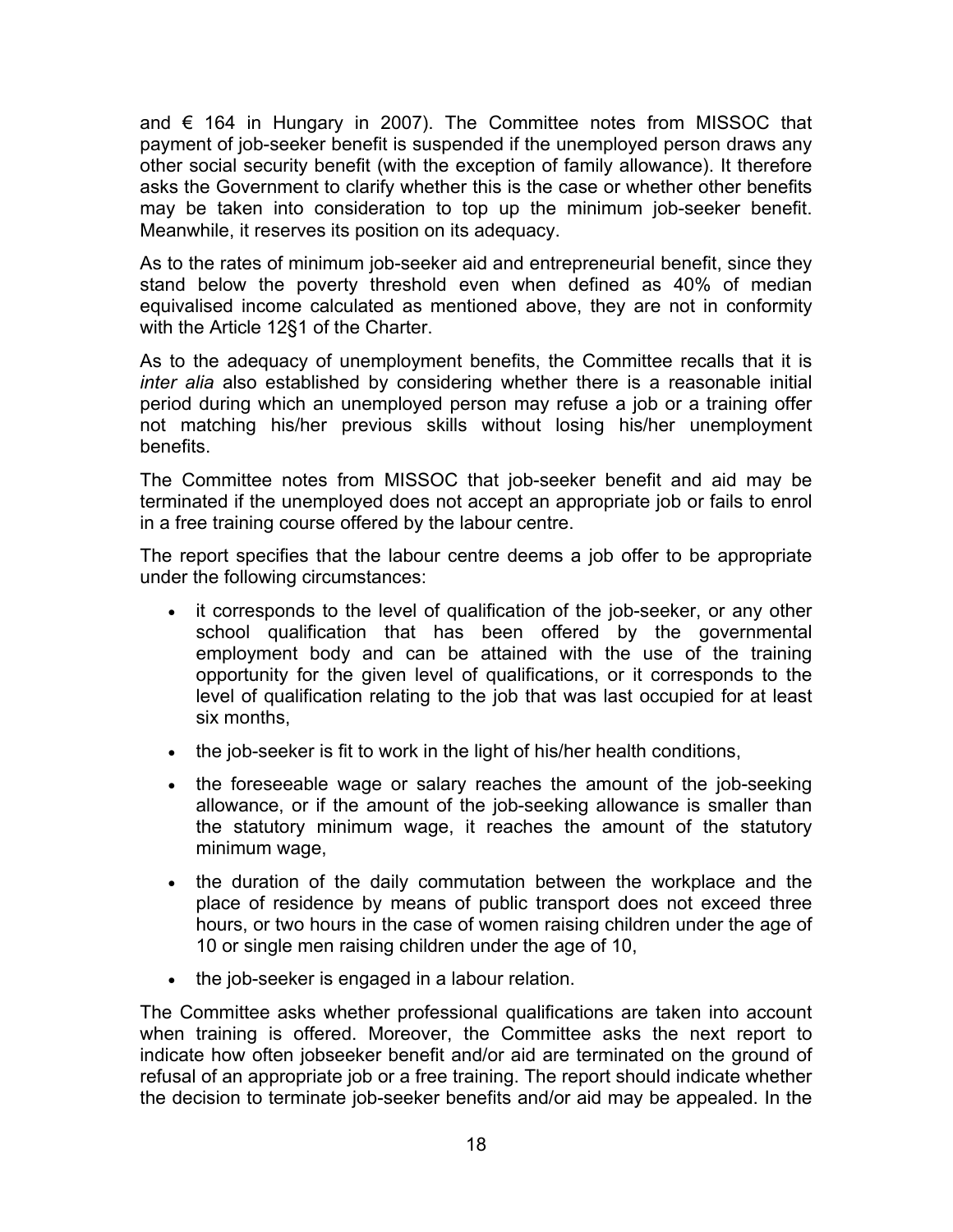and € 164 in Hungary in 2007). The Committee notes from MISSOC that payment of job-seeker benefit is suspended if the unemployed person draws any other social security benefit (with the exception of family allowance). It therefore asks the Government to clarify whether this is the case or whether other benefits may be taken into consideration to top up the minimum job-seeker benefit. Meanwhile, it reserves its position on its adequacy.

As to the rates of minimum job-seeker aid and entrepreneurial benefit, since they stand below the poverty threshold even when defined as 40% of median equivalised income calculated as mentioned above, they are not in conformity with the Article 12§1 of the Charter.

As to the adequacy of unemployment benefits, the Committee recalls that it is *inter alia* also established by considering whether there is a reasonable initial period during which an unemployed person may refuse a job or a training offer not matching his/her previous skills without losing his/her unemployment benefits.

The Committee notes from MISSOC that job-seeker benefit and aid may be terminated if the unemployed does not accept an appropriate job or fails to enrol in a free training course offered by the labour centre.

The report specifies that the labour centre deems a job offer to be appropriate under the following circumstances:

- it corresponds to the level of qualification of the job-seeker, or any other school qualification that has been offered by the governmental employment body and can be attained with the use of the training opportunity for the given level of qualifications, or it corresponds to the level of qualification relating to the job that was last occupied for at least six months,
- the job-seeker is fit to work in the light of his/her health conditions,
- the foreseeable wage or salary reaches the amount of the job-seeking allowance, or if the amount of the job-seeking allowance is smaller than the statutory minimum wage, it reaches the amount of the statutory minimum wage,
- the duration of the daily commutation between the workplace and the place of residence by means of public transport does not exceed three hours, or two hours in the case of women raising children under the age of 10 or single men raising children under the age of 10,
- the job-seeker is engaged in a labour relation.

The Committee asks whether professional qualifications are taken into account when training is offered. Moreover, the Committee asks the next report to indicate how often jobseeker benefit and/or aid are terminated on the ground of refusal of an appropriate job or a free training. The report should indicate whether the decision to terminate job-seeker benefits and/or aid may be appealed. In the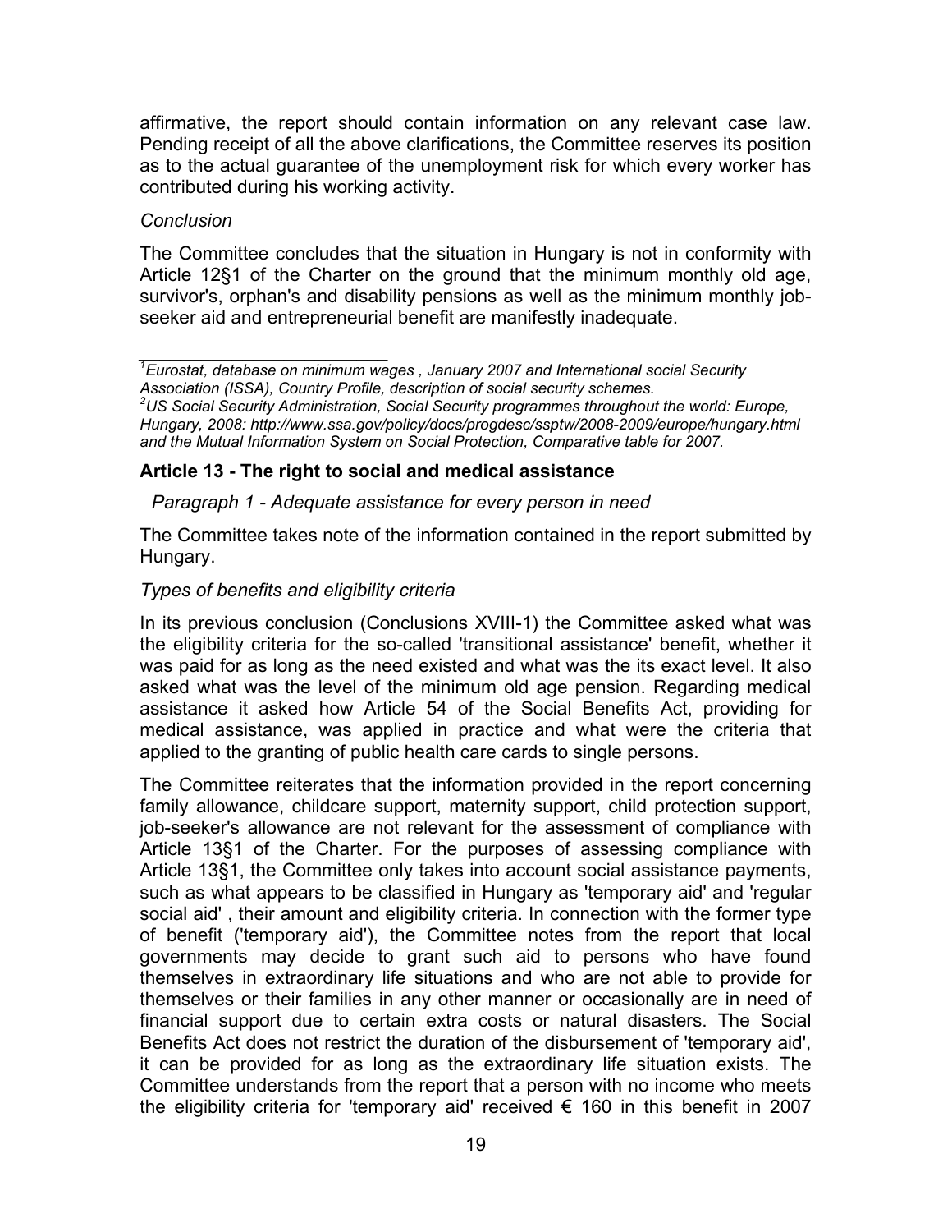affirmative, the report should contain information on any relevant case law. Pending receipt of all the above clarifications, the Committee reserves its position as to the actual guarantee of the unemployment risk for which every worker has contributed during his working activity.

*Conclusion*

The Committee concludes that the situation in Hungary is not in conformity with Article 12§1 of the Charter on the ground that the minimum monthly old age, survivor's, orphan's and disability pensions as well as the minimum monthly job-seeker aid and entrepreneurial benefit are manifestly inadequate.

---

[1] *Eurostat, database on minimum wages , January 2007 and International social Security Association (ISSA), Country Profile, description of social security schemes.*

[2] *US Social Security Administration, Social Security programmes throughout the world: Europe, Hungary, 2008: http://www.ssa.gov/policy/docs/progdesc/ssptw/2008-2009/europe/hungary.html and the Mutual Information System on Social Protection, Comparative table for 2007.*

### Article 13 - The right to social and medical assistance

*Paragraph 1 - Adequate assistance for every person in need*

The Committee takes note of the information contained in the report submitted by Hungary.

*Types of benefits and eligibility criteria*

In its previous conclusion (Conclusions XVIII-1) the Committee asked what was the eligibility criteria for the so-called 'transitional assistance' benefit, whether it was paid for as long as the need existed and what was the its exact level. It also asked what was the level of the minimum old age pension. Regarding medical assistance it asked how Article 54 of the Social Benefits Act, providing for medical assistance, was applied in practice and what were the criteria that applied to the granting of public health care cards to single persons.

The Committee reiterates that the information provided in the report concerning family allowance, childcare support, maternity support, child protection support, job-seeker's allowance are not relevant for the assessment of compliance with Article 13§1 of the Charter. For the purposes of assessing compliance with Article 13§1, the Committee only takes into account social assistance payments, such as what appears to be classified in Hungary as 'temporary aid' and 'regular social aid' , their amount and eligibility criteria. In connection with the former type of benefit ('temporary aid'), the Committee notes from the report that local governments may decide to grant such aid to persons who have found themselves in extraordinary life situations and who are not able to provide for themselves or their families in any other manner or occasionally are in need of financial support due to certain extra costs or natural disasters. The Social Benefits Act does not restrict the duration of the disbursement of 'temporary aid', it can be provided for as long as the extraordinary life situation exists. The Committee understands from the report that a person with no income who meets the eligibility criteria for 'temporary aid' received € 160 in this benefit in 2007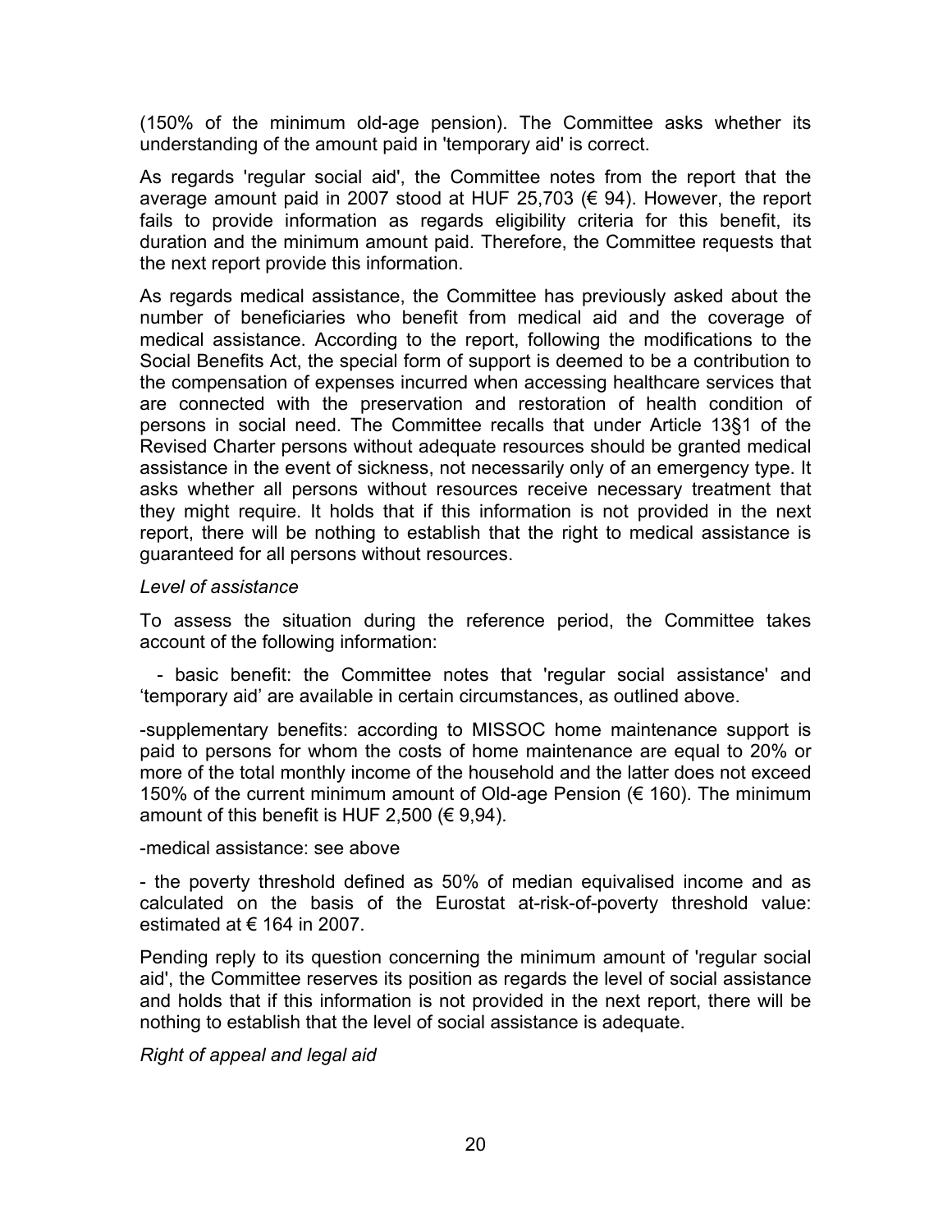(150% of the minimum old-age pension). The Committee asks whether its understanding of the amount paid in 'temporary aid' is correct.

As regards 'regular social aid', the Committee notes from the report that the average amount paid in 2007 stood at HUF 25,703 (€ 94). However, the report fails to provide information as regards eligibility criteria for this benefit, its duration and the minimum amount paid. Therefore, the Committee requests that the next report provide this information.

As regards medical assistance, the Committee has previously asked about the number of beneficiaries who benefit from medical aid and the coverage of medical assistance. According to the report, following the modifications to the Social Benefits Act, the special form of support is deemed to be a contribution to the compensation of expenses incurred when accessing healthcare services that are connected with the preservation and restoration of health condition of persons in social need. The Committee recalls that under Article 13§1 of the Revised Charter persons without adequate resources should be granted medical assistance in the event of sickness, not necessarily only of an emergency type. It asks whether all persons without resources receive necessary treatment that they might require. It holds that if this information is not provided in the next report, there will be nothing to establish that the right to medical assistance is guaranteed for all persons without resources.

*Level of assistance*

To assess the situation during the reference period, the Committee takes account of the following information:

- basic benefit: the Committee notes that 'regular social assistance' and 'temporary aid' are available in certain circumstances, as outlined above.

-supplementary benefits: according to MISSOC home maintenance support is paid to persons for whom the costs of home maintenance are equal to 20% or more of the total monthly income of the household and the latter does not exceed 150% of the current minimum amount of Old-age Pension (€ 160). The minimum amount of this benefit is HUF 2,500 (€ 9,94).

-medical assistance: see above

- the poverty threshold defined as 50% of median equivalised income and as calculated on the basis of the Eurostat at-risk-of-poverty threshold value: estimated at € 164 in 2007.

Pending reply to its question concerning the minimum amount of 'regular social aid', the Committee reserves its position as regards the level of social assistance and holds that if this information is not provided in the next report, there will be nothing to establish that the level of social assistance is adequate.

*Right of appeal and legal aid*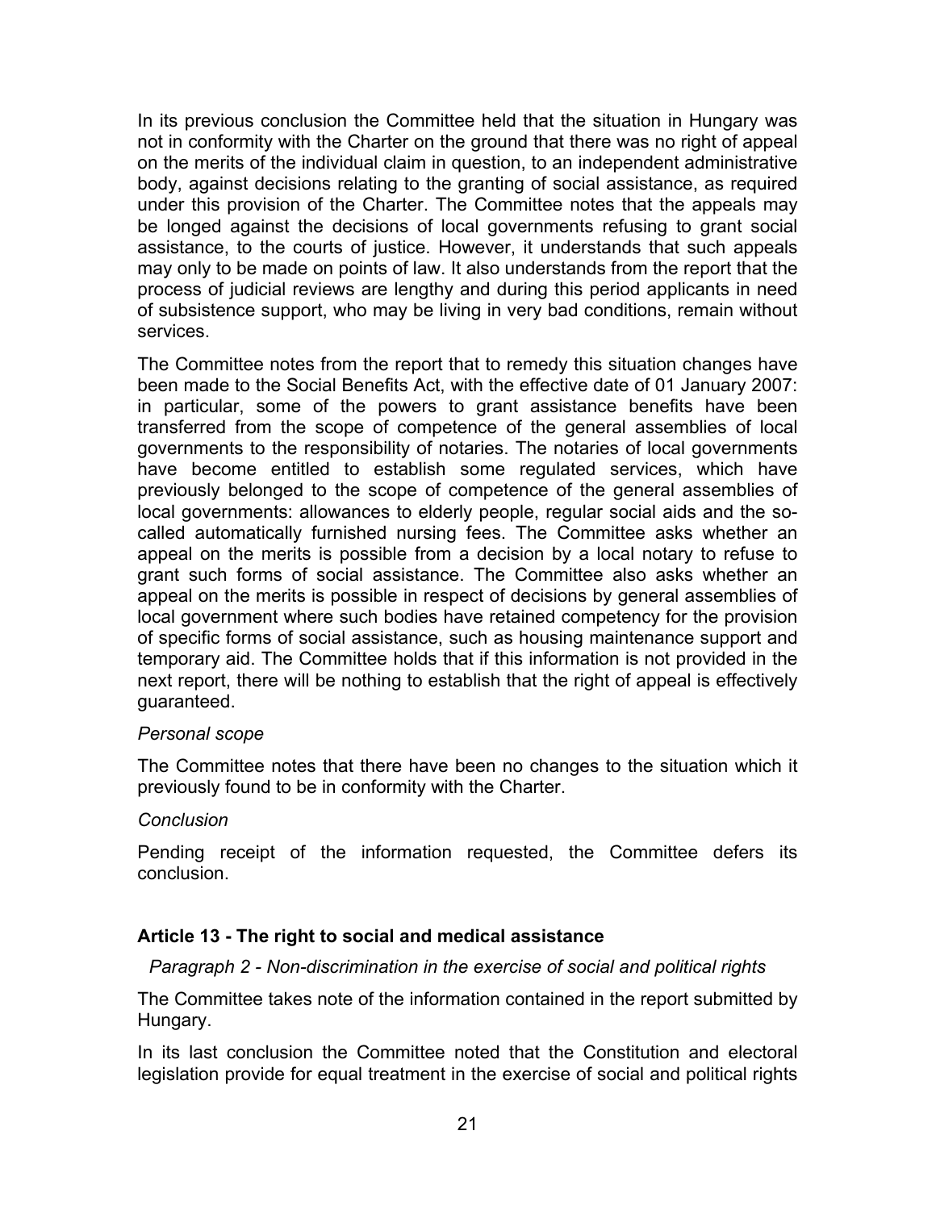In its previous conclusion the Committee held that the situation in Hungary was not in conformity with the Charter on the ground that there was no right of appeal on the merits of the individual claim in question, to an independent administrative body, against decisions relating to the granting of social assistance, as required under this provision of the Charter. The Committee notes that the appeals may be longed against the decisions of local governments refusing to grant social assistance, to the courts of justice. However, it understands that such appeals may only to be made on points of law. It also understands from the report that the process of judicial reviews are lengthy and during this period applicants in need of subsistence support, who may be living in very bad conditions, remain without services.

The Committee notes from the report that to remedy this situation changes have been made to the Social Benefits Act, with the effective date of 01 January 2007: in particular, some of the powers to grant assistance benefits have been transferred from the scope of competence of the general assemblies of local governments to the responsibility of notaries. The notaries of local governments have become entitled to establish some regulated services, which have previously belonged to the scope of competence of the general assemblies of local governments: allowances to elderly people, regular social aids and the so-called automatically furnished nursing fees. The Committee asks whether an appeal on the merits is possible from a decision by a local notary to refuse to grant such forms of social assistance. The Committee also asks whether an appeal on the merits is possible in respect of decisions by general assemblies of local government where such bodies have retained competency for the provision of specific forms of social assistance, such as housing maintenance support and temporary aid. The Committee holds that if this information is not provided in the next report, there will be nothing to establish that the right of appeal is effectively guaranteed.

*Personal scope*

The Committee notes that there have been no changes to the situation which it previously found to be in conformity with the Charter.

*Conclusion*

Pending receipt of the information requested, the Committee defers its conclusion.

## Article 13 - The right to social and medical assistance

*Paragraph 2 - Non-discrimination in the exercise of social and political rights*

The Committee takes note of the information contained in the report submitted by Hungary.

In its last conclusion the Committee noted that the Constitution and electoral legislation provide for equal treatment in the exercise of social and political rights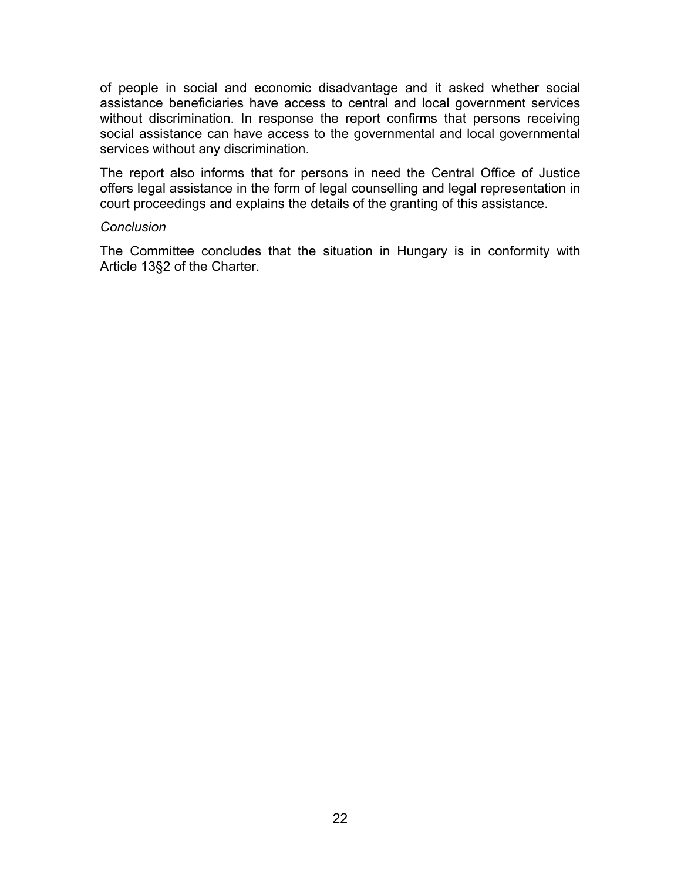of people in social and economic disadvantage and it asked whether social assistance beneficiaries have access to central and local government services without discrimination. In response the report confirms that persons receiving social assistance can have access to the governmental and local governmental services without any discrimination.

The report also informs that for persons in need the Central Office of Justice offers legal assistance in the form of legal counselling and legal representation in court proceedings and explains the details of the granting of this assistance.

*Conclusion*

The Committee concludes that the situation in Hungary is in conformity with Article 13§2 of the Charter.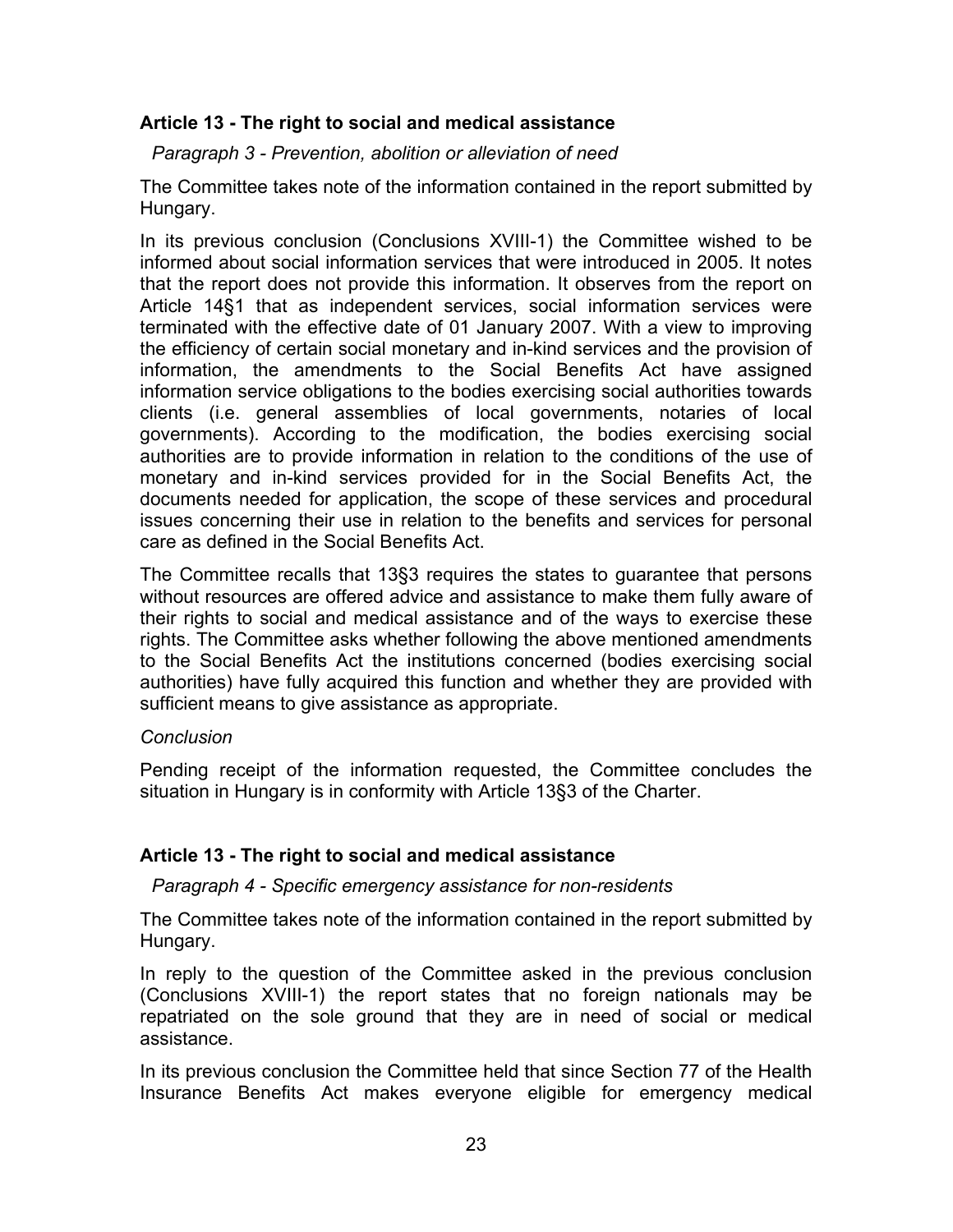### Article 13 - The right to social and medical assistance

*Paragraph 3 - Prevention, abolition or alleviation of need*

The Committee takes note of the information contained in the report submitted by Hungary.

In its previous conclusion (Conclusions XVIII-1) the Committee wished to be informed about social information services that were introduced in 2005. It notes that the report does not provide this information. It observes from the report on Article 14§1 that as independent services, social information services were terminated with the effective date of 01 January 2007. With a view to improving the efficiency of certain social monetary and in-kind services and the provision of information, the amendments to the Social Benefits Act have assigned information service obligations to the bodies exercising social authorities towards clients (i.e. general assemblies of local governments, notaries of local governments). According to the modification, the bodies exercising social authorities are to provide information in relation to the conditions of the use of monetary and in-kind services provided for in the Social Benefits Act, the documents needed for application, the scope of these services and procedural issues concerning their use in relation to the benefits and services for personal care as defined in the Social Benefits Act.

The Committee recalls that 13§3 requires the states to guarantee that persons without resources are offered advice and assistance to make them fully aware of their rights to social and medical assistance and of the ways to exercise these rights. The Committee asks whether following the above mentioned amendments to the Social Benefits Act the institutions concerned (bodies exercising social authorities) have fully acquired this function and whether they are provided with sufficient means to give assistance as appropriate.

*Conclusion*

Pending receipt of the information requested, the Committee concludes the situation in Hungary is in conformity with Article 13§3 of the Charter.

### Article 13 - The right to social and medical assistance

*Paragraph 4 - Specific emergency assistance for non-residents*

The Committee takes note of the information contained in the report submitted by Hungary.

In reply to the question of the Committee asked in the previous conclusion (Conclusions XVIII-1) the report states that no foreign nationals may be repatriated on the sole ground that they are in need of social or medical assistance.

In its previous conclusion the Committee held that since Section 77 of the Health Insurance Benefits Act makes everyone eligible for emergency medical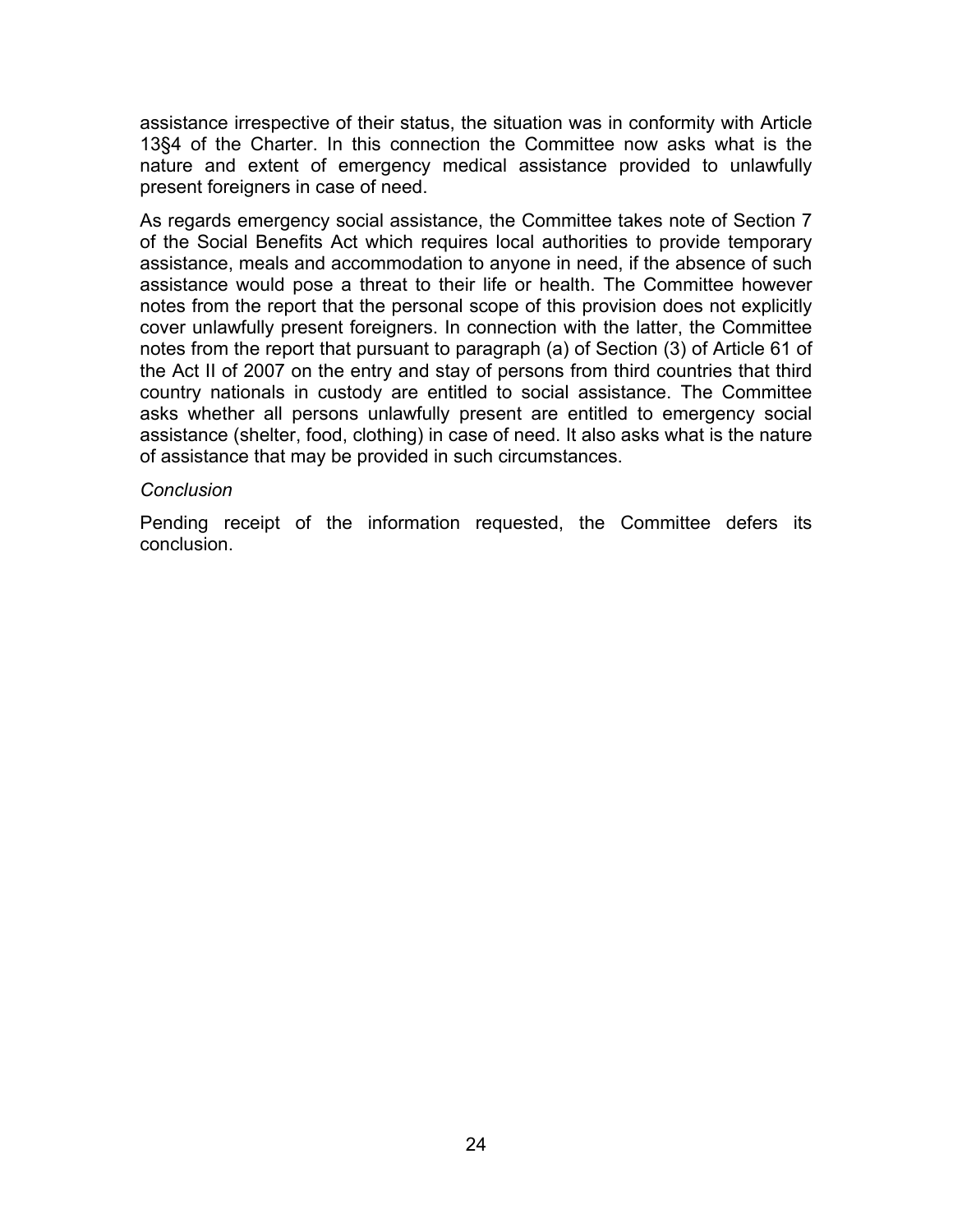assistance irrespective of their status, the situation was in conformity with Article 13§4 of the Charter. In this connection the Committee now asks what is the nature and extent of emergency medical assistance provided to unlawfully present foreigners in case of need.

As regards emergency social assistance, the Committee takes note of Section 7 of the Social Benefits Act which requires local authorities to provide temporary assistance, meals and accommodation to anyone in need, if the absence of such assistance would pose a threat to their life or health. The Committee however notes from the report that the personal scope of this provision does not explicitly cover unlawfully present foreigners. In connection with the latter, the Committee notes from the report that pursuant to paragraph (a) of Section (3) of Article 61 of the Act II of 2007 on the entry and stay of persons from third countries that third country nationals in custody are entitled to social assistance. The Committee asks whether all persons unlawfully present are entitled to emergency social assistance (shelter, food, clothing) in case of need. It also asks what is the nature of assistance that may be provided in such circumstances.

*Conclusion*

Pending receipt of the information requested, the Committee defers its conclusion.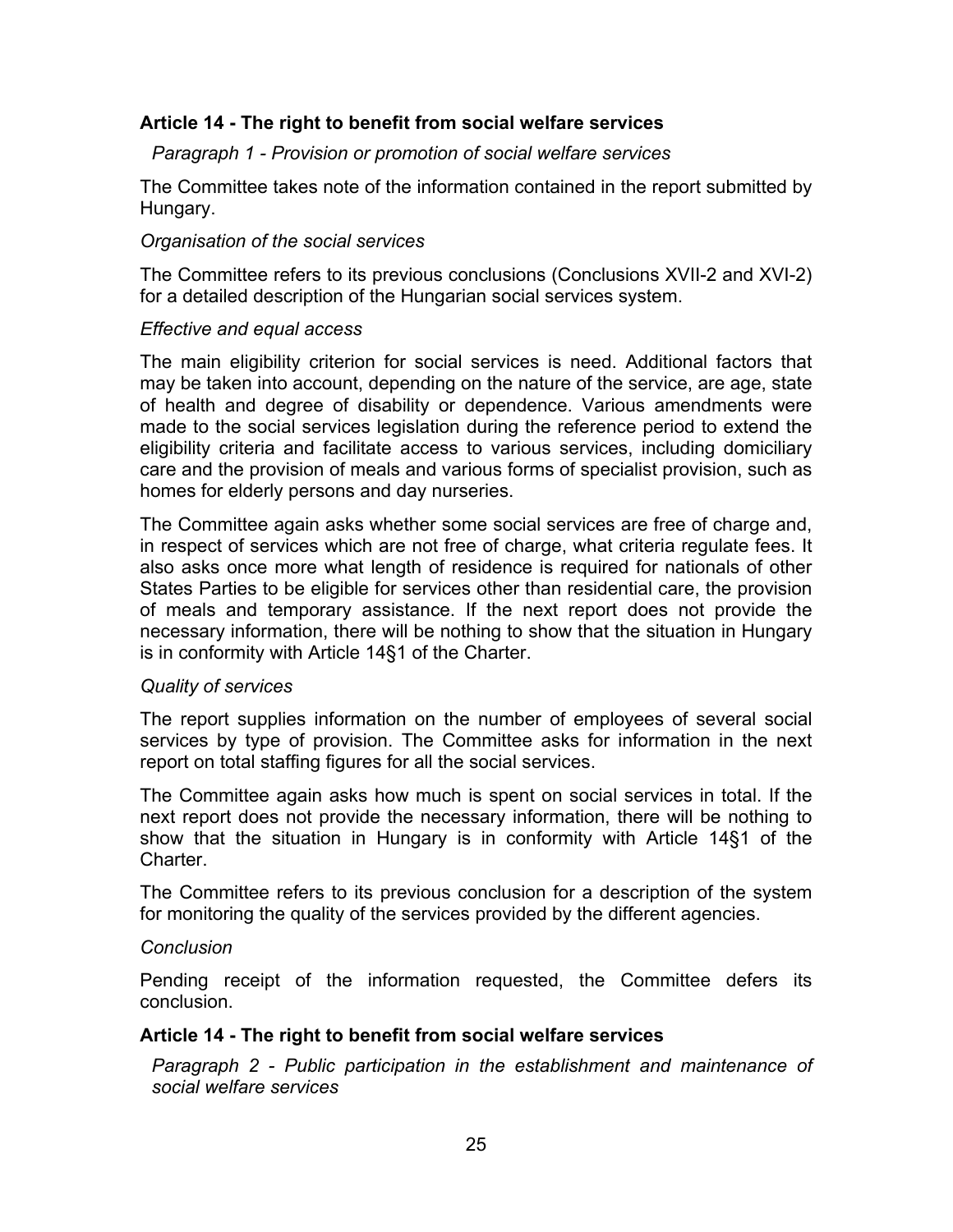### Article 14 - The right to benefit from social welfare services

*Paragraph 1 - Provision or promotion of social welfare services*

The Committee takes note of the information contained in the report submitted by Hungary.

*Organisation of the social services*

The Committee refers to its previous conclusions (Conclusions XVII-2 and XVI-2) for a detailed description of the Hungarian social services system.

*Effective and equal access*

The main eligibility criterion for social services is need. Additional factors that may be taken into account, depending on the nature of the service, are age, state of health and degree of disability or dependence. Various amendments were made to the social services legislation during the reference period to extend the eligibility criteria and facilitate access to various services, including domiciliary care and the provision of meals and various forms of specialist provision, such as homes for elderly persons and day nurseries.

The Committee again asks whether some social services are free of charge and, in respect of services which are not free of charge, what criteria regulate fees. It also asks once more what length of residence is required for nationals of other States Parties to be eligible for services other than residential care, the provision of meals and temporary assistance. If the next report does not provide the necessary information, there will be nothing to show that the situation in Hungary is in conformity with Article 14§1 of the Charter.

*Quality of services*

The report supplies information on the number of employees of several social services by type of provision. The Committee asks for information in the next report on total staffing figures for all the social services.

The Committee again asks how much is spent on social services in total. If the next report does not provide the necessary information, there will be nothing to show that the situation in Hungary is in conformity with Article 14§1 of the Charter.

The Committee refers to its previous conclusion for a description of the system for monitoring the quality of the services provided by the different agencies.

*Conclusion*

Pending receipt of the information requested, the Committee defers its conclusion.

### Article 14 - The right to benefit from social welfare services

*Paragraph 2 - Public participation in the establishment and maintenance of social welfare services*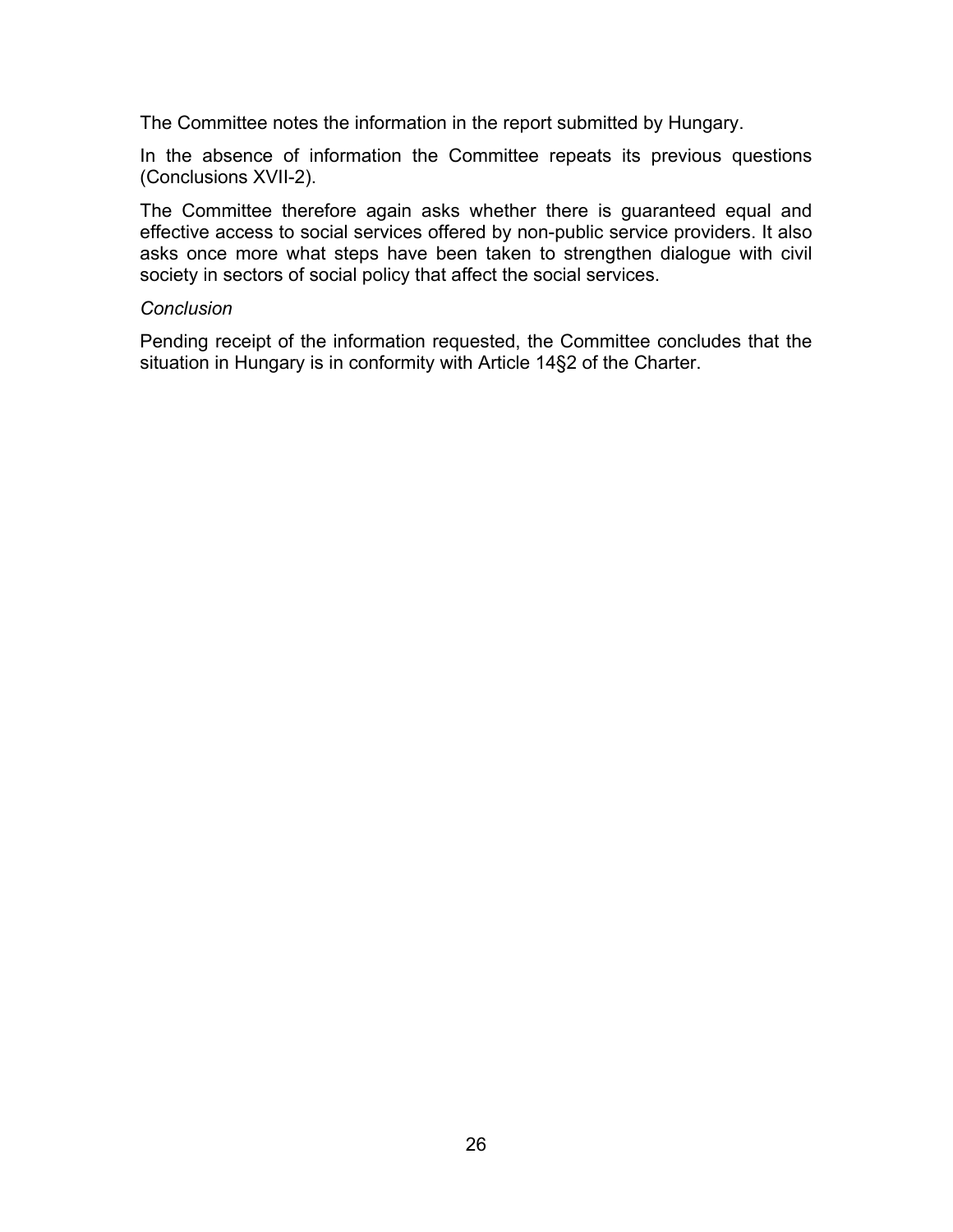The Committee notes the information in the report submitted by Hungary.

In the absence of information the Committee repeats its previous questions (Conclusions XVII-2).

The Committee therefore again asks whether there is guaranteed equal and effective access to social services offered by non-public service providers. It also asks once more what steps have been taken to strengthen dialogue with civil society in sectors of social policy that affect the social services.

*Conclusion*

Pending receipt of the information requested, the Committee concludes that the situation in Hungary is in conformity with Article 14§2 of the Charter.